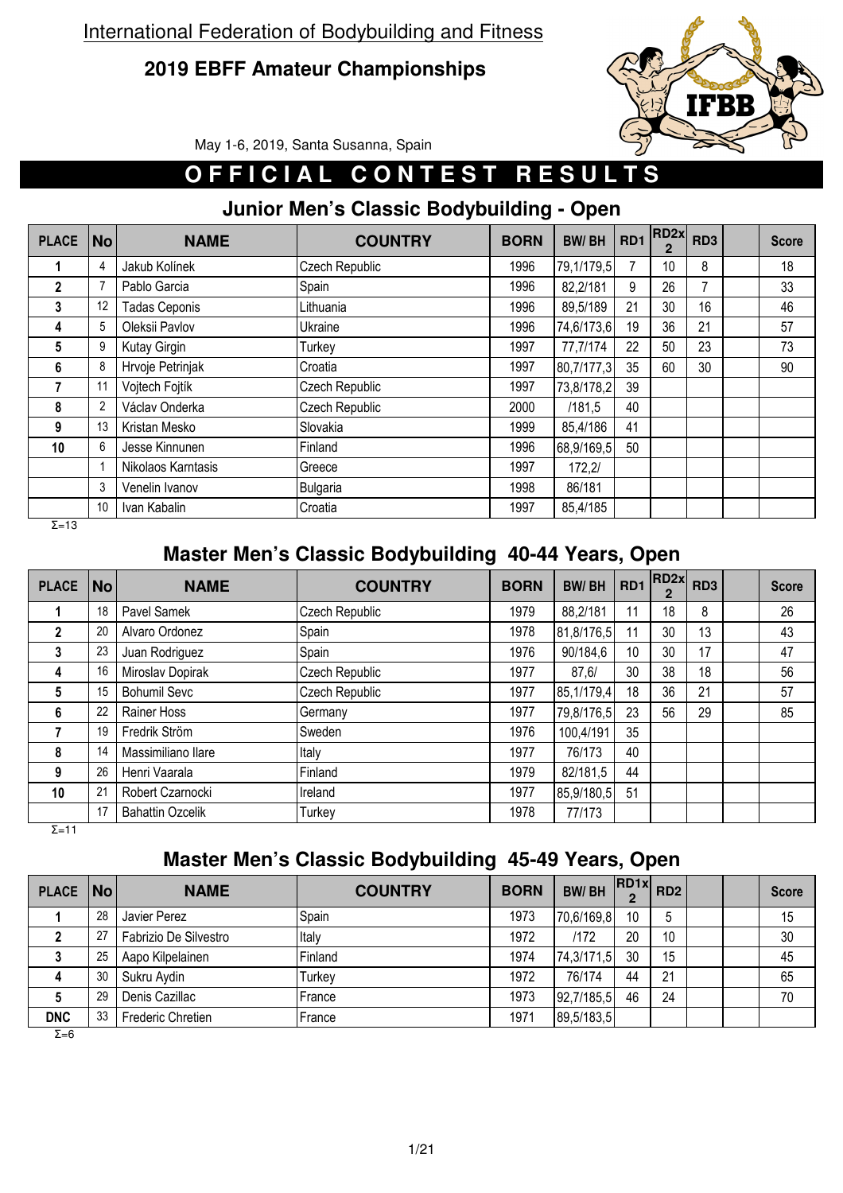International Federation of Bodybuilding and Fitness

**2019 EBFF Amateur Championships**

May 1-6, 2019, Santa Susanna, Spain

# OFFICIAL CONTEST RESULTS

## Junior Men's Classic Bodybuilding - Open

| PLACE | No | NAME | COUNTRY | BORN | BW/ BH | RD1 | RD2x 2 | RD3 | | Score |
|---|---|---|---|---|---|---|---|---|---|---|
| 1 | 4 | Jakub Kolínek | Czech Republic | 1996 | 79,1/179,5 | 7 | 10 | 8 | | 18 |
| 2 | 7 | Pablo Garcia | Spain | 1996 | 82,2/181 | 9 | 26 | 7 | | 33 |
| 3 | 12 | Tadas Ceponis | Lithuania | 1996 | 89,5/189 | 21 | 30 | 16 | | 46 |
| 4 | 5 | Oleksii Pavlov | Ukraine | 1996 | 74,6/173,6 | 19 | 36 | 21 | | 57 |
| 5 | 9 | Kutay Girgin | Turkey | 1997 | 77,7/174 | 22 | 50 | 23 | | 73 |
| 6 | 8 | Hrvoje Petrinjak | Croatia | 1997 | 80,7/177,3 | 35 | 60 | 30 | | 90 |
| 7 | 11 | Vojtech Fojtík | Czech Republic | 1997 | 73,8/178,2 | 39 | | | | |
| 8 | 2 | Václav Onderka | Czech Republic | 2000 | /181,5 | 40 | | | | |
| 9 | 13 | Kristan Mesko | Slovakia | 1999 | 85,4/186 | 41 | | | | |
| 10 | 6 | Jesse Kinnunen | Finland | 1996 | 68,9/169,5 | 50 | | | | |
| | 1 | Nikolaos Karntasis | Greece | 1997 | 172,2/ | | | | | |
| | 3 | Venelin Ivanov | Bulgaria | 1998 | 86/181 | | | | | |
| | 10 | Ivan Kabalin | Croatia | 1997 | 85,4/185 | | | | | |

Σ=13

## Master Men's Classic Bodybuilding 40-44 Years, Open

| PLACE | No | NAME | COUNTRY | BORN | BW/ BH | RD1 | RD2x 2 | RD3 | | Score |
|---|---|---|---|---|---|---|---|---|---|---|
| 1 | 18 | Pavel Samek | Czech Republic | 1979 | 88,2/181 | 11 | 18 | 8 | | 26 |
| 2 | 20 | Alvaro Ordonez | Spain | 1978 | 81,8/176,5 | 11 | 30 | 13 | | 43 |
| 3 | 23 | Juan Rodriguez | Spain | 1976 | 90/184,6 | 10 | 30 | 17 | | 47 |
| 4 | 16 | Miroslav Dopirak | Czech Republic | 1977 | 87,6/ | 30 | 38 | 18 | | 56 |
| 5 | 15 | Bohumil Sevc | Czech Republic | 1977 | 85,1/179,4 | 18 | 36 | 21 | | 57 |
| 6 | 22 | Rainer Hoss | Germany | 1977 | 79,8/176,5 | 23 | 56 | 29 | | 85 |
| 7 | 19 | Fredrik Ström | Sweden | 1976 | 100,4/191 | 35 | | | | |
| 8 | 14 | Massimiliano Ilare | Italy | 1977 | 76/173 | 40 | | | | |
| 9 | 26 | Henri Vaarala | Finland | 1979 | 82/181,5 | 44 | | | | |
| 10 | 21 | Robert Czarnocki | Ireland | 1977 | 85,9/180,5 | 51 | | | | |
| | 17 | Bahattin Ozcelik | Turkey | 1978 | 77/173 | | | | | |

Σ=11

## Master Men's Classic Bodybuilding 45-49 Years, Open

| PLACE | No | NAME | COUNTRY | BORN | BW/ BH | RD1x 2 | RD2 | | | Score |
|---|---|---|---|---|---|---|---|---|---|---|
| 1 | 28 | Javier Perez | Spain | 1973 | 70,6/169,8 | 10 | 5 | | | 15 |
| 2 | 27 | Fabrizio De Silvestro | Italy | 1972 | /172 | 20 | 10 | | | 30 |
| 3 | 25 | Aapo Kilpelainen | Finland | 1974 | 74,3/171,5 | 30 | 15 | | | 45 |
| 4 | 30 | Sukru Aydin | Turkey | 1972 | 76/174 | 44 | 21 | | | 65 |
| 5 | 29 | Denis Cazillac | France | 1973 | 92,7/185,5 | 46 | 24 | | | 70 |
| DNC | 33 | Frederic Chretien | France | 1971 | 89,5/183,5 | | | | | |

Σ=6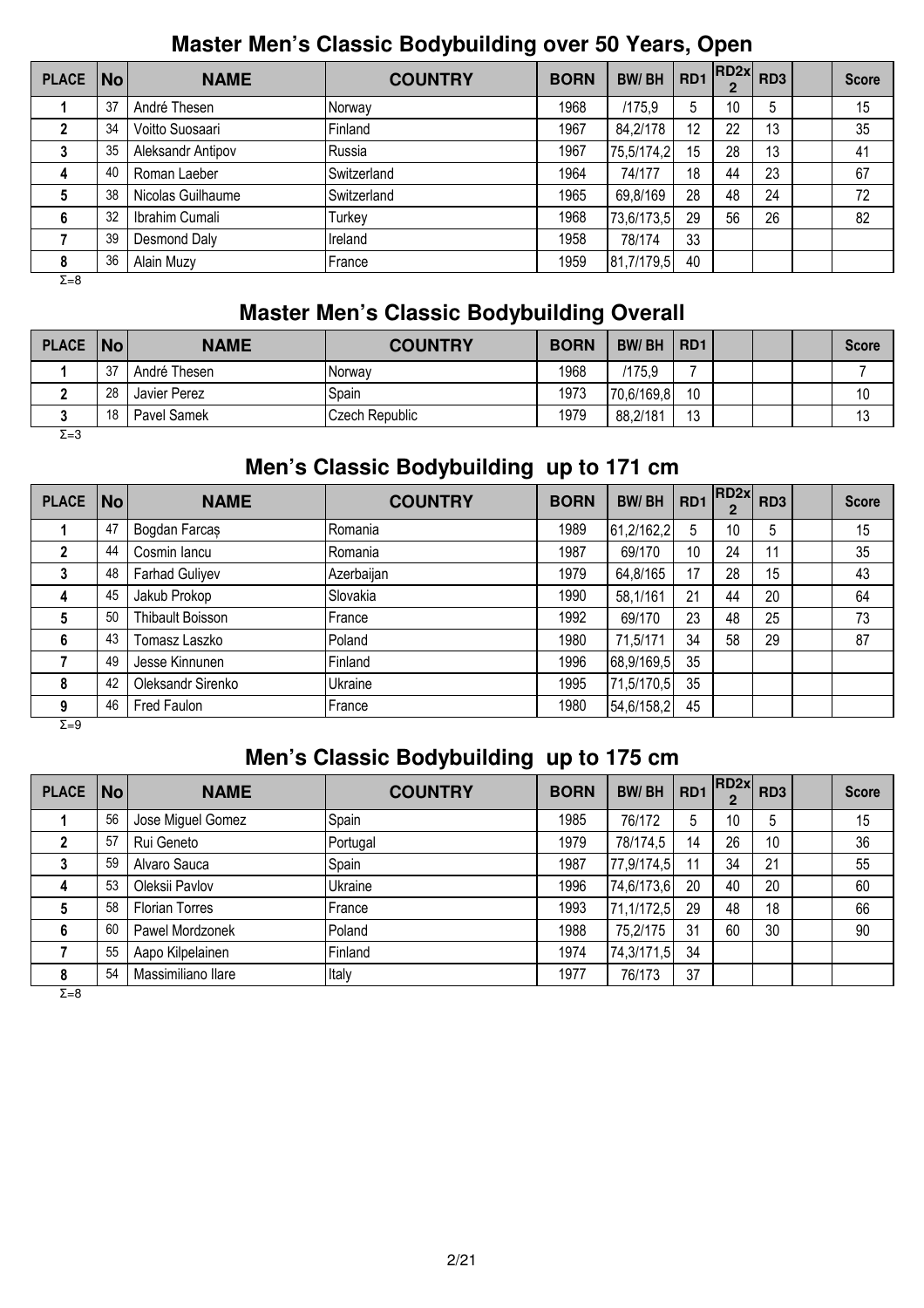## Master Men's Classic Bodybuilding over 50 Years, Open

| PLACE | No | NAME | COUNTRY | BORN | BW/ BH | RD1 | RD2x 2 | RD3 | | Score |
|---|---|---|---|---|---|---|---|---|---|---|
| 1 | 37 | André Thesen | Norway | 1968 | /175,9 | 5 | 10 | 5 | | 15 |
| 2 | 34 | Voitto Suosaari | Finland | 1967 | 84,2/178 | 12 | 22 | 13 | | 35 |
| 3 | 35 | Aleksandr Antipov | Russia | 1967 | 75,5/174,2 | 15 | 28 | 13 | | 41 |
| 4 | 40 | Roman Laeber | Switzerland | 1964 | 74/177 | 18 | 44 | 23 | | 67 |
| 5 | 38 | Nicolas Guilhaume | Switzerland | 1965 | 69,8/169 | 28 | 48 | 24 | | 72 |
| 6 | 32 | Ibrahim Cumali | Turkey | 1968 | 73,6/173,5 | 29 | 56 | 26 | | 82 |
| 7 | 39 | Desmond Daly | Ireland | 1958 | 78/174 | 33 | | | | |
| 8 | 36 | Alain Muzy | France | 1959 | 81,7/179,5 | 40 | | | | |

Σ=8

## Master Men's Classic Bodybuilding Overall

| PLACE | No | NAME | COUNTRY | BORN | BW/ BH | RD1 | | | | Score |
|---|---|---|---|---|---|---|---|---|---|---|
| 1 | 37 | André Thesen | Norway | 1968 | /175,9 | 7 | | | | 7 |
| 2 | 28 | Javier Perez | Spain | 1973 | 70,6/169,8 | 10 | | | | 10 |
| 3 | 18 | Pavel Samek | Czech Republic | 1979 | 88,2/181 | 13 | | | | 13 |

Σ=3

## Men's Classic Bodybuilding up to 171 cm

| PLACE | No | NAME | COUNTRY | BORN | BW/ BH | RD1 | RD2x 2 | RD3 | | Score |
|---|---|---|---|---|---|---|---|---|---|---|
| 1 | 47 | Bogdan Farcaș | Romania | 1989 | 61,2/162,2 | 5 | 10 | 5 | | 15 |
| 2 | 44 | Cosmin Iancu | Romania | 1987 | 69/170 | 10 | 24 | 11 | | 35 |
| 3 | 48 | Farhad Guliyev | Azerbaijan | 1979 | 64,8/165 | 17 | 28 | 15 | | 43 |
| 4 | 45 | Jakub Prokop | Slovakia | 1990 | 58,1/161 | 21 | 44 | 20 | | 64 |
| 5 | 50 | Thibault Boisson | France | 1992 | 69/170 | 23 | 48 | 25 | | 73 |
| 6 | 43 | Tomasz Laszko | Poland | 1980 | 71,5/171 | 34 | 58 | 29 | | 87 |
| 7 | 49 | Jesse Kinnunen | Finland | 1996 | 68,9/169,5 | 35 | | | | |
| 8 | 42 | Oleksandr Sirenko | Ukraine | 1995 | 71,5/170,5 | 35 | | | | |
| 9 | 46 | Fred Faulon | France | 1980 | 54,6/158,2 | 45 | | | | |

Σ=9

## Men's Classic Bodybuilding up to 175 cm

| PLACE | No | NAME | COUNTRY | BORN | BW/ BH | RD1 | RD2x 2 | RD3 | | Score |
|---|---|---|---|---|---|---|---|---|---|---|
| 1 | 56 | Jose Miguel Gomez | Spain | 1985 | 76/172 | 5 | 10 | 5 | | 15 |
| 2 | 57 | Rui Geneto | Portugal | 1979 | 78/174,5 | 14 | 26 | 10 | | 36 |
| 3 | 59 | Alvaro Sauca | Spain | 1987 | 77,9/174,5 | 11 | 34 | 21 | | 55 |
| 4 | 53 | Oleksii Pavlov | Ukraine | 1996 | 74,6/173,6 | 20 | 40 | 20 | | 60 |
| 5 | 58 | Florian Torres | France | 1993 | 71,1/172,5 | 29 | 48 | 18 | | 66 |
| 6 | 60 | Pawel Mordzonek | Poland | 1988 | 75,2/175 | 31 | 60 | 30 | | 90 |
| 7 | 55 | Aapo Kilpelainen | Finland | 1974 | 74,3/171,5 | 34 | | | | |
| 8 | 54 | Massimiliano Ilare | Italy | 1977 | 76/173 | 37 | | | | |

Σ=8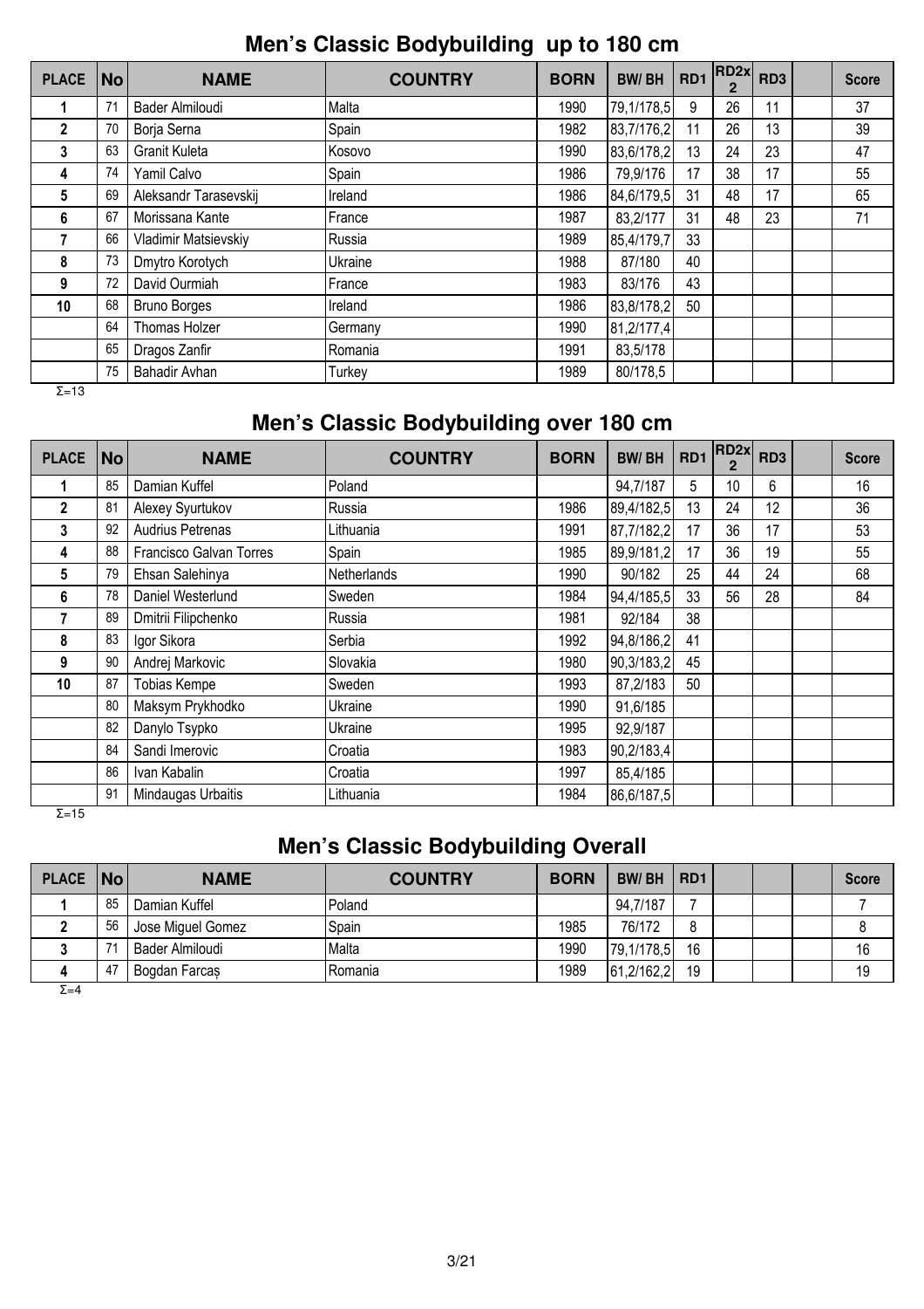## Men's Classic Bodybuilding up to 180 cm

| PLACE | No | NAME | COUNTRY | BORN | BW/ BH | RD1 | RD2x 2 | RD3 | | Score |
|---|---|---|---|---|---|---|---|---|---|---|
| 1 | 71 | Bader Almiloudi | Malta | 1990 | 79,1/178,5 | 9 | 26 | 11 | | 37 |
| 2 | 70 | Borja Serna | Spain | 1982 | 83,7/176,2 | 11 | 26 | 13 | | 39 |
| 3 | 63 | Granit Kuleta | Kosovo | 1990 | 83,6/178,2 | 13 | 24 | 23 | | 47 |
| 4 | 74 | Yamil Calvo | Spain | 1986 | 79,9/176 | 17 | 38 | 17 | | 55 |
| 5 | 69 | Aleksandr Tarasevskij | Ireland | 1986 | 84,6/179,5 | 31 | 48 | 17 | | 65 |
| 6 | 67 | Morissana Kante | France | 1987 | 83,2/177 | 31 | 48 | 23 | | 71 |
| 7 | 66 | Vladimir Matsievskiy | Russia | 1989 | 85,4/179,7 | 33 | | | | |
| 8 | 73 | Dmytro Korotych | Ukraine | 1988 | 87/180 | 40 | | | | |
| 9 | 72 | David Ourmiah | France | 1983 | 83/176 | 43 | | | | |
| 10 | 68 | Bruno Borges | Ireland | 1986 | 83,8/178,2 | 50 | | | | |
| | 64 | Thomas Holzer | Germany | 1990 | 81,2/177,4 | | | | | |
| | 65 | Dragos Zanfir | Romania | 1991 | 83,5/178 | | | | | |
| | 75 | Bahadir Avhan | Turkey | 1989 | 80/178,5 | | | | | |

Σ=13

## Men's Classic Bodybuilding over 180 cm

| PLACE | No | NAME | COUNTRY | BORN | BW/ BH | RD1 | RD2x 2 | RD3 | | Score |
|---|---|---|---|---|---|---|---|---|---|---|
| 1 | 85 | Damian Kuffel | Poland | | 94,7/187 | 5 | 10 | 6 | | 16 |
| 2 | 81 | Alexey Syurtukov | Russia | 1986 | 89,4/182,5 | 13 | 24 | 12 | | 36 |
| 3 | 92 | Audrius Petrenas | Lithuania | 1991 | 87,7/182,2 | 17 | 36 | 17 | | 53 |
| 4 | 88 | Francisco Galvan Torres | Spain | 1985 | 89,9/181,2 | 17 | 36 | 19 | | 55 |
| 5 | 79 | Ehsan Salehinya | Netherlands | 1990 | 90/182 | 25 | 44 | 24 | | 68 |
| 6 | 78 | Daniel Westerlund | Sweden | 1984 | 94,4/185,5 | 33 | 56 | 28 | | 84 |
| 7 | 89 | Dmitrii Filipchenko | Russia | 1981 | 92/184 | 38 | | | | |
| 8 | 83 | Igor Sikora | Serbia | 1992 | 94,8/186,2 | 41 | | | | |
| 9 | 90 | Andrej Markovic | Slovakia | 1980 | 90,3/183,2 | 45 | | | | |
| 10 | 87 | Tobias Kempe | Sweden | 1993 | 87,2/183 | 50 | | | | |
| | 80 | Maksym Prykhodko | Ukraine | 1990 | 91,6/185 | | | | | |
| | 82 | Danylo Tsypko | Ukraine | 1995 | 92,9/187 | | | | | |
| | 84 | Sandi Imerovic | Croatia | 1983 | 90,2/183,4 | | | | | |
| | 86 | Ivan Kabalin | Croatia | 1997 | 85,4/185 | | | | | |
| | 91 | Mindaugas Urbaitis | Lithuania | 1984 | 86,6/187,5 | | | | | |

Σ=15

## Men's Classic Bodybuilding Overall

| PLACE | No | NAME | COUNTRY | BORN | BW/ BH | RD1 | | | | Score |
|---|---|---|---|---|---|---|---|---|---|---|
| 1 | 85 | Damian Kuffel | Poland | | 94,7/187 | 7 | | | | 7 |
| 2 | 56 | Jose Miguel Gomez | Spain | 1985 | 76/172 | 8 | | | | 8 |
| 3 | 71 | Bader Almiloudi | Malta | 1990 | 79,1/178,5 | 16 | | | | 16 |
| 4 | 47 | Bogdan Farcaș | Romania | 1989 | 61,2/162,2 | 19 | | | | 19 |

Σ=4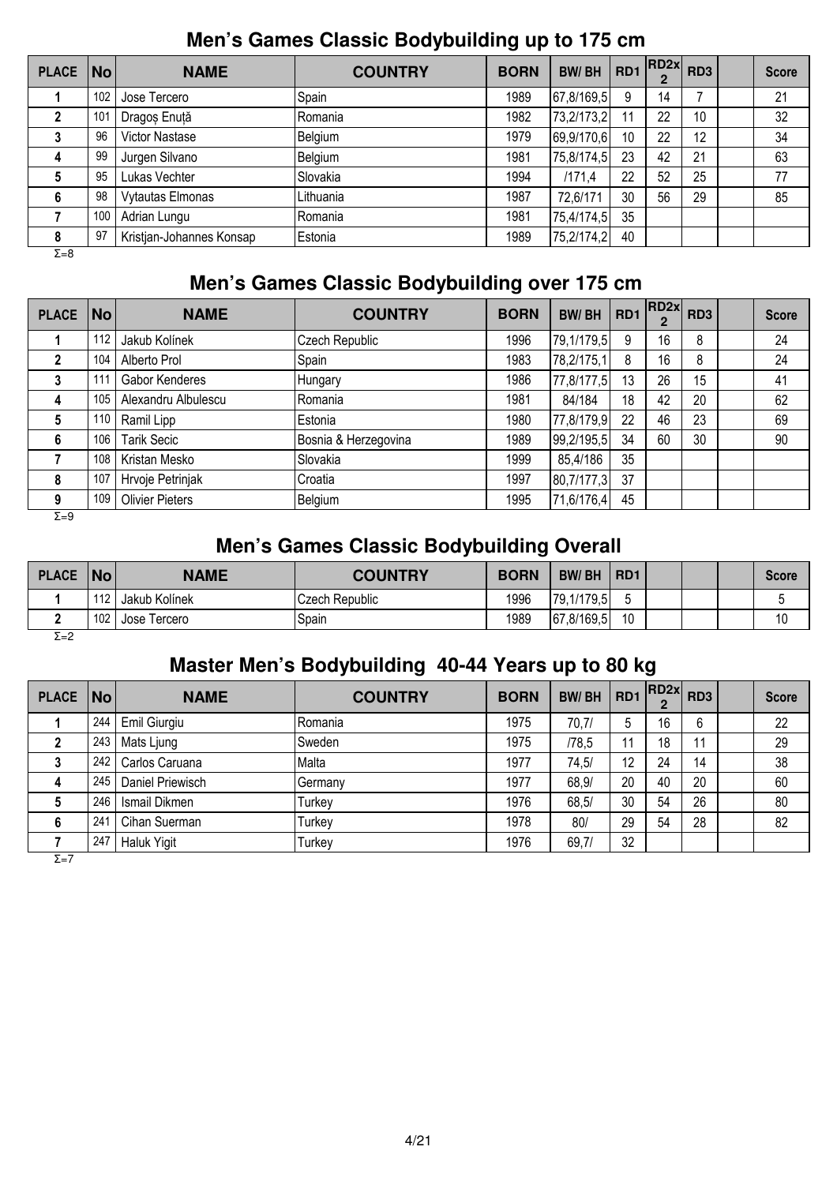## Men's Games Classic Bodybuilding up to 175 cm

| PLACE | No | NAME | COUNTRY | BORN | BW/ BH | RD1 | RD2x 2 | RD3 | | Score |
|---|---|---|---|---|---|---|---|---|---|---|
| 1 | 102 | Jose Tercero | Spain | 1989 | 67,8/169,5 | 9 | 14 | 7 | | 21 |
| 2 | 101 | Dragoș Enuță | Romania | 1982 | 73,2/173,2 | 11 | 22 | 10 | | 32 |
| 3 | 96 | Victor Nastase | Belgium | 1979 | 69,9/170,6 | 10 | 22 | 12 | | 34 |
| 4 | 99 | Jurgen Silvano | Belgium | 1981 | 75,8/174,5 | 23 | 42 | 21 | | 63 |
| 5 | 95 | Lukas Vechter | Slovakia | 1994 | /171,4 | 22 | 52 | 25 | | 77 |
| 6 | 98 | Vytautas Elmonas | Lithuania | 1987 | 72,6/171 | 30 | 56 | 29 | | 85 |
| 7 | 100 | Adrian Lungu | Romania | 1981 | 75,4/174,5 | 35 | | | | |
| 8 | 97 | Kristjan-Johannes Konsap | Estonia | 1989 | 75,2/174,2 | 40 | | | | |

Σ=8

## Men's Games Classic Bodybuilding over 175 cm

| PLACE | No | NAME | COUNTRY | BORN | BW/ BH | RD1 | RD2x 2 | RD3 | | Score |
|---|---|---|---|---|---|---|---|---|---|---|
| 1 | 112 | Jakub Kolínek | Czech Republic | 1996 | 79,1/179,5 | 9 | 16 | 8 | | 24 |
| 2 | 104 | Alberto Prol | Spain | 1983 | 78,2/175,1 | 8 | 16 | 8 | | 24 |
| 3 | 111 | Gabor Kenderes | Hungary | 1986 | 77,8/177,5 | 13 | 26 | 15 | | 41 |
| 4 | 105 | Alexandru Albulescu | Romania | 1981 | 84/184 | 18 | 42 | 20 | | 62 |
| 5 | 110 | Ramil Lipp | Estonia | 1980 | 77,8/179,9 | 22 | 46 | 23 | | 69 |
| 6 | 106 | Tarik Secic | Bosnia & Herzegovina | 1989 | 99,2/195,5 | 34 | 60 | 30 | | 90 |
| 7 | 108 | Kristan Mesko | Slovakia | 1999 | 85,4/186 | 35 | | | | |
| 8 | 107 | Hrvoje Petrinjak | Croatia | 1997 | 80,7/177,3 | 37 | | | | |
| 9 | 109 | Olivier Pieters | Belgium | 1995 | 71,6/176,4 | 45 | | | | |

Σ=9

## Men's Games Classic Bodybuilding Overall

| PLACE | No | NAME | COUNTRY | BORN | BW/ BH | RD1 | | | | Score |
|---|---|---|---|---|---|---|---|---|---|---|
| 1 | 112 | Jakub Kolínek | Czech Republic | 1996 | 79,1/179,5 | 5 | | | | 5 |
| 2 | 102 | Jose Tercero | Spain | 1989 | 67,8/169,5 | 10 | | | | 10 |

Σ=2

## Master Men's Bodybuilding 40-44 Years up to 80 kg

| PLACE | No | NAME | COUNTRY | BORN | BW/ BH | RD1 | RD2x 2 | RD3 | | Score |
|---|---|---|---|---|---|---|---|---|---|---|
| 1 | 244 | Emil Giurgiu | Romania | 1975 | 70,7/ | 5 | 16 | 6 | | 22 |
| 2 | 243 | Mats Ljung | Sweden | 1975 | /78,5 | 11 | 18 | 11 | | 29 |
| 3 | 242 | Carlos Caruana | Malta | 1977 | 74,5/ | 12 | 24 | 14 | | 38 |
| 4 | 245 | Daniel Priewisch | Germany | 1977 | 68,9/ | 20 | 40 | 20 | | 60 |
| 5 | 246 | Ismail Dikmen | Turkey | 1976 | 68,5/ | 30 | 54 | 26 | | 80 |
| 6 | 241 | Cihan Suerman | Turkey | 1978 | 80/ | 29 | 54 | 28 | | 82 |
| 7 | 247 | Haluk Yigit | Turkey | 1976 | 69,7/ | 32 | | | | |

Σ=7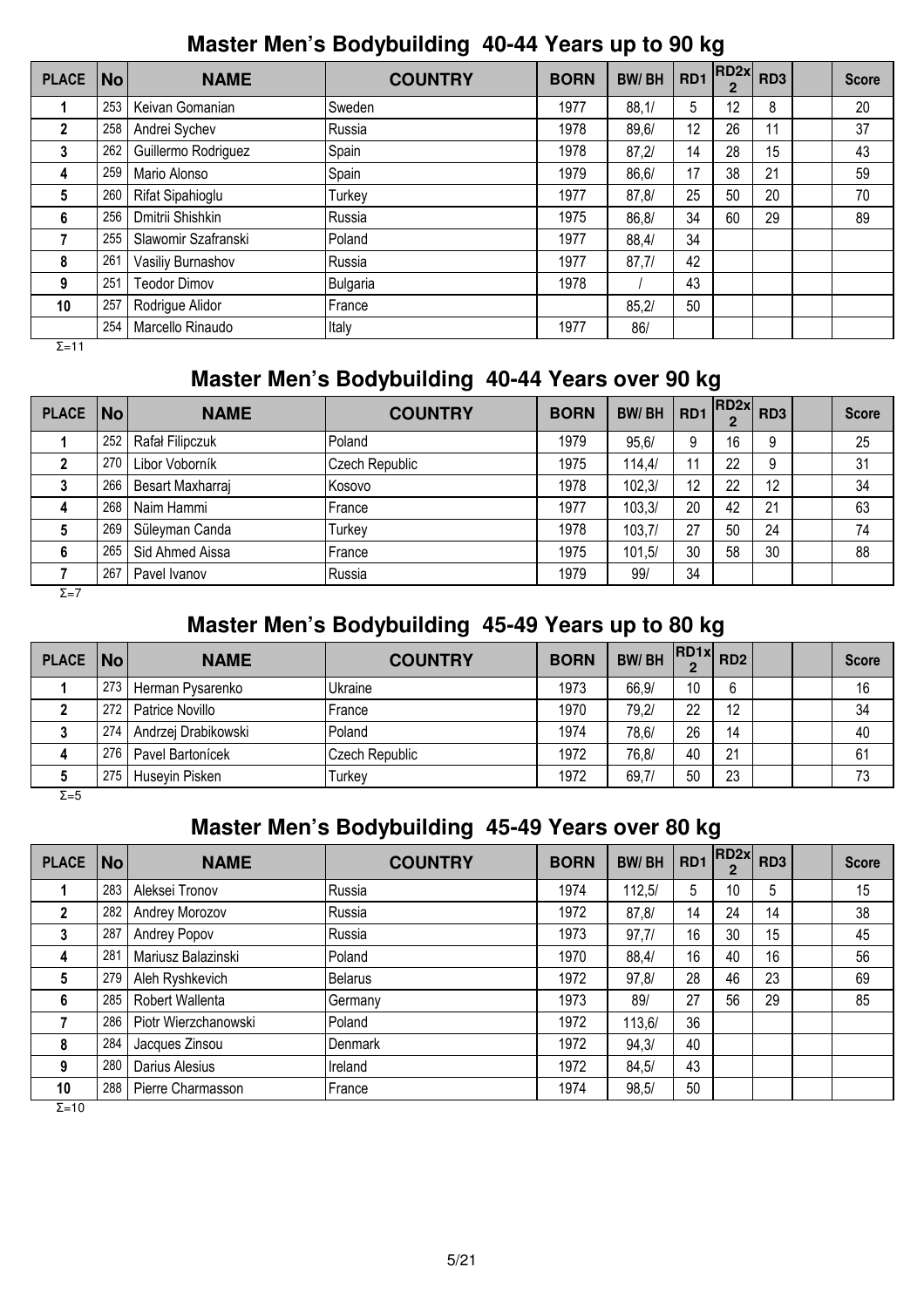## Master Men's Bodybuilding 40-44 Years up to 90 kg

| PLACE | No | NAME | COUNTRY | BORN | BW/ BH | RD1 | RD2x 2 | RD3 | | Score |
|---|---|---|---|---|---|---|---|---|---|---|
| 1 | 253 | Keivan Gomanian | Sweden | 1977 | 88,1/ | 5 | 12 | 8 | | 20 |
| 2 | 258 | Andrei Sychev | Russia | 1978 | 89,6/ | 12 | 26 | 11 | | 37 |
| 3 | 262 | Guillermo Rodriguez | Spain | 1978 | 87,2/ | 14 | 28 | 15 | | 43 |
| 4 | 259 | Mario Alonso | Spain | 1979 | 86,6/ | 17 | 38 | 21 | | 59 |
| 5 | 260 | Rifat Sipahioglu | Turkey | 1977 | 87,8/ | 25 | 50 | 20 | | 70 |
| 6 | 256 | Dmitrii Shishkin | Russia | 1975 | 86,8/ | 34 | 60 | 29 | | 89 |
| 7 | 255 | Slawomir Szafranski | Poland | 1977 | 88,4/ | 34 | | | | |
| 8 | 261 | Vasiliy Burnashov | Russia | 1977 | 87,7/ | 42 | | | | |
| 9 | 251 | Teodor Dimov | Bulgaria | 1978 | / | 43 | | | | |
| 10 | 257 | Rodrigue Alidor | France | | 85,2/ | 50 | | | | |
| | 254 | Marcello Rinaudo | Italy | 1977 | 86/ | | | | | |

Σ=11

## Master Men's Bodybuilding 40-44 Years over 90 kg

| PLACE | No | NAME | COUNTRY | BORN | BW/ BH | RD1 | RD2x 2 | RD3 | | Score |
|---|---|---|---|---|---|---|---|---|---|---|
| 1 | 252 | Rafał Filipczuk | Poland | 1979 | 95,6/ | 9 | 16 | 9 | | 25 |
| 2 | 270 | Libor Voborník | Czech Republic | 1975 | 114,4/ | 11 | 22 | 9 | | 31 |
| 3 | 266 | Besart Maxharraj | Kosovo | 1978 | 102,3/ | 12 | 22 | 12 | | 34 |
| 4 | 268 | Naim Hammi | France | 1977 | 103,3/ | 20 | 42 | 21 | | 63 |
| 5 | 269 | Süleyman Canda | Turkey | 1978 | 103,7/ | 27 | 50 | 24 | | 74 |
| 6 | 265 | Sid Ahmed Aissa | France | 1975 | 101,5/ | 30 | 58 | 30 | | 88 |
| 7 | 267 | Pavel Ivanov | Russia | 1979 | 99/ | 34 | | | | |

Σ=7

## Master Men's Bodybuilding 45-49 Years up to 80 kg

| PLACE | No | NAME | COUNTRY | BORN | BW/ BH | RD1x 2 | RD2 | | | Score |
|---|---|---|---|---|---|---|---|---|---|---|
| 1 | 273 | Herman Pysarenko | Ukraine | 1973 | 66,9/ | 10 | 6 | | | 16 |
| 2 | 272 | Patrice Novillo | France | 1970 | 79,2/ | 22 | 12 | | | 34 |
| 3 | 274 | Andrzej Drabikowski | Poland | 1974 | 78,6/ | 26 | 14 | | | 40 |
| 4 | 276 | Pavel Bartonícek | Czech Republic | 1972 | 76,8/ | 40 | 21 | | | 61 |
| 5 | 275 | Huseyin Pisken | Turkey | 1972 | 69,7/ | 50 | 23 | | | 73 |

Σ=5

## Master Men's Bodybuilding 45-49 Years over 80 kg

| PLACE | No | NAME | COUNTRY | BORN | BW/ BH | RD1 | RD2x 2 | RD3 | | Score |
|---|---|---|---|---|---|---|---|---|---|---|
| 1 | 283 | Aleksei Tronov | Russia | 1974 | 112,5/ | 5 | 10 | 5 | | 15 |
| 2 | 282 | Andrey Morozov | Russia | 1972 | 87,8/ | 14 | 24 | 14 | | 38 |
| 3 | 287 | Andrey Popov | Russia | 1973 | 97,7/ | 16 | 30 | 15 | | 45 |
| 4 | 281 | Mariusz Balazinski | Poland | 1970 | 88,4/ | 16 | 40 | 16 | | 56 |
| 5 | 279 | Aleh Ryshkevich | Belarus | 1972 | 97,8/ | 28 | 46 | 23 | | 69 |
| 6 | 285 | Robert Wallenta | Germany | 1973 | 89/ | 27 | 56 | 29 | | 85 |
| 7 | 286 | Piotr Wierzchanowski | Poland | 1972 | 113,6/ | 36 | | | | |
| 8 | 284 | Jacques Zinsou | Denmark | 1972 | 94,3/ | 40 | | | | |
| 9 | 280 | Darius Alesius | Ireland | 1972 | 84,5/ | 43 | | | | |
| 10 | 288 | Pierre Charmasson | France | 1974 | 98,5/ | 50 | | | | |

Σ=10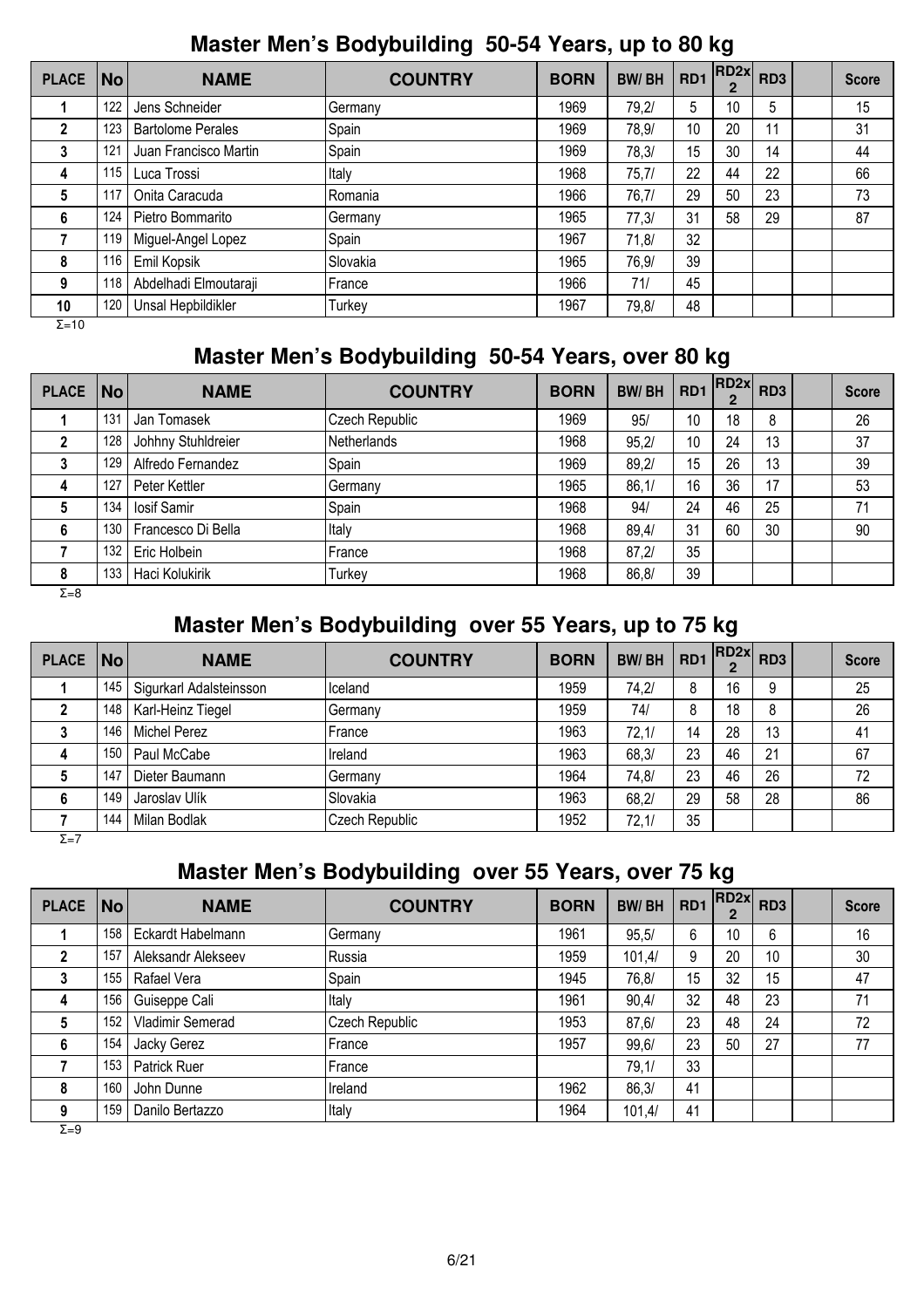## Master Men's Bodybuilding 50-54 Years, up to 80 kg

| PLACE | No | NAME | COUNTRY | BORN | BW/ BH | RD1 | RD2x 2 | RD3 | | Score |
|---|---|---|---|---|---|---|---|---|---|---|
| 1 | 122 | Jens Schneider | Germany | 1969 | 79,2/ | 5 | 10 | 5 | | 15 |
| 2 | 123 | Bartolome Perales | Spain | 1969 | 78,9/ | 10 | 20 | 11 | | 31 |
| 3 | 121 | Juan Francisco Martin | Spain | 1969 | 78,3/ | 15 | 30 | 14 | | 44 |
| 4 | 115 | Luca Trossi | Italy | 1968 | 75,7/ | 22 | 44 | 22 | | 66 |
| 5 | 117 | Onita Caracuda | Romania | 1966 | 76,7/ | 29 | 50 | 23 | | 73 |
| 6 | 124 | Pietro Bommarito | Germany | 1965 | 77,3/ | 31 | 58 | 29 | | 87 |
| 7 | 119 | Miguel-Angel Lopez | Spain | 1967 | 71,8/ | 32 | | | | |
| 8 | 116 | Emil Kopsik | Slovakia | 1965 | 76,9/ | 39 | | | | |
| 9 | 118 | Abdelhadi Elmoutaraji | France | 1966 | 71/ | 45 | | | | |
| 10 | 120 | Unsal Hepbildikler | Turkey | 1967 | 79,8/ | 48 | | | | |

Σ=10

## Master Men's Bodybuilding 50-54 Years, over 80 kg

| PLACE | No | NAME | COUNTRY | BORN | BW/ BH | RD1 | RD2x 2 | RD3 | | Score |
|---|---|---|---|---|---|---|---|---|---|---|
| 1 | 131 | Jan Tomasek | Czech Republic | 1969 | 95/ | 10 | 18 | 8 | | 26 |
| 2 | 128 | Johhny Stuhldreier | Netherlands | 1968 | 95,2/ | 10 | 24 | 13 | | 37 |
| 3 | 129 | Alfredo Fernandez | Spain | 1969 | 89,2/ | 15 | 26 | 13 | | 39 |
| 4 | 127 | Peter Kettler | Germany | 1965 | 86,1/ | 16 | 36 | 17 | | 53 |
| 5 | 134 | Iosif Samir | Spain | 1968 | 94/ | 24 | 46 | 25 | | 71 |
| 6 | 130 | Francesco Di Bella | Italy | 1968 | 89,4/ | 31 | 60 | 30 | | 90 |
| 7 | 132 | Eric Holbein | France | 1968 | 87,2/ | 35 | | | | |
| 8 | 133 | Haci Kolukirik | Turkey | 1968 | 86,8/ | 39 | | | | |

Σ=8

## Master Men's Bodybuilding over 55 Years, up to 75 kg

| PLACE | No | NAME | COUNTRY | BORN | BW/ BH | RD1 | RD2x 2 | RD3 | | Score |
|---|---|---|---|---|---|---|---|---|---|---|
| 1 | 145 | Sigurkarl Adalsteinsson | Iceland | 1959 | 74,2/ | 8 | 16 | 9 | | 25 |
| 2 | 148 | Karl-Heinz Tiegel | Germany | 1959 | 74/ | 8 | 18 | 8 | | 26 |
| 3 | 146 | Michel Perez | France | 1963 | 72,1/ | 14 | 28 | 13 | | 41 |
| 4 | 150 | Paul McCabe | Ireland | 1963 | 68,3/ | 23 | 46 | 21 | | 67 |
| 5 | 147 | Dieter Baumann | Germany | 1964 | 74,8/ | 23 | 46 | 26 | | 72 |
| 6 | 149 | Jaroslav Ulík | Slovakia | 1963 | 68,2/ | 29 | 58 | 28 | | 86 |
| 7 | 144 | Milan Bodlak | Czech Republic | 1952 | 72,1/ | 35 | | | | |

Σ=7

## Master Men's Bodybuilding over 55 Years, over 75 kg

| PLACE | No | NAME | COUNTRY | BORN | BW/ BH | RD1 | RD2x 2 | RD3 | | Score |
|---|---|---|---|---|---|---|---|---|---|---|
| 1 | 158 | Eckardt Habelmann | Germany | 1961 | 95,5/ | 6 | 10 | 6 | | 16 |
| 2 | 157 | Aleksandr Alekseev | Russia | 1959 | 101,4/ | 9 | 20 | 10 | | 30 |
| 3 | 155 | Rafael Vera | Spain | 1945 | 76,8/ | 15 | 32 | 15 | | 47 |
| 4 | 156 | Guiseppe Cali | Italy | 1961 | 90,4/ | 32 | 48 | 23 | | 71 |
| 5 | 152 | Vladimir Semerad | Czech Republic | 1953 | 87,6/ | 23 | 48 | 24 | | 72 |
| 6 | 154 | Jacky Gerez | France | 1957 | 99,6/ | 23 | 50 | 27 | | 77 |
| 7 | 153 | Patrick Ruer | France | | 79,1/ | 33 | | | | |
| 8 | 160 | John Dunne | Ireland | 1962 | 86,3/ | 41 | | | | |
| 9 | 159 | Danilo Bertazzo | Italy | 1964 | 101,4/ | 41 | | | | |

Σ=9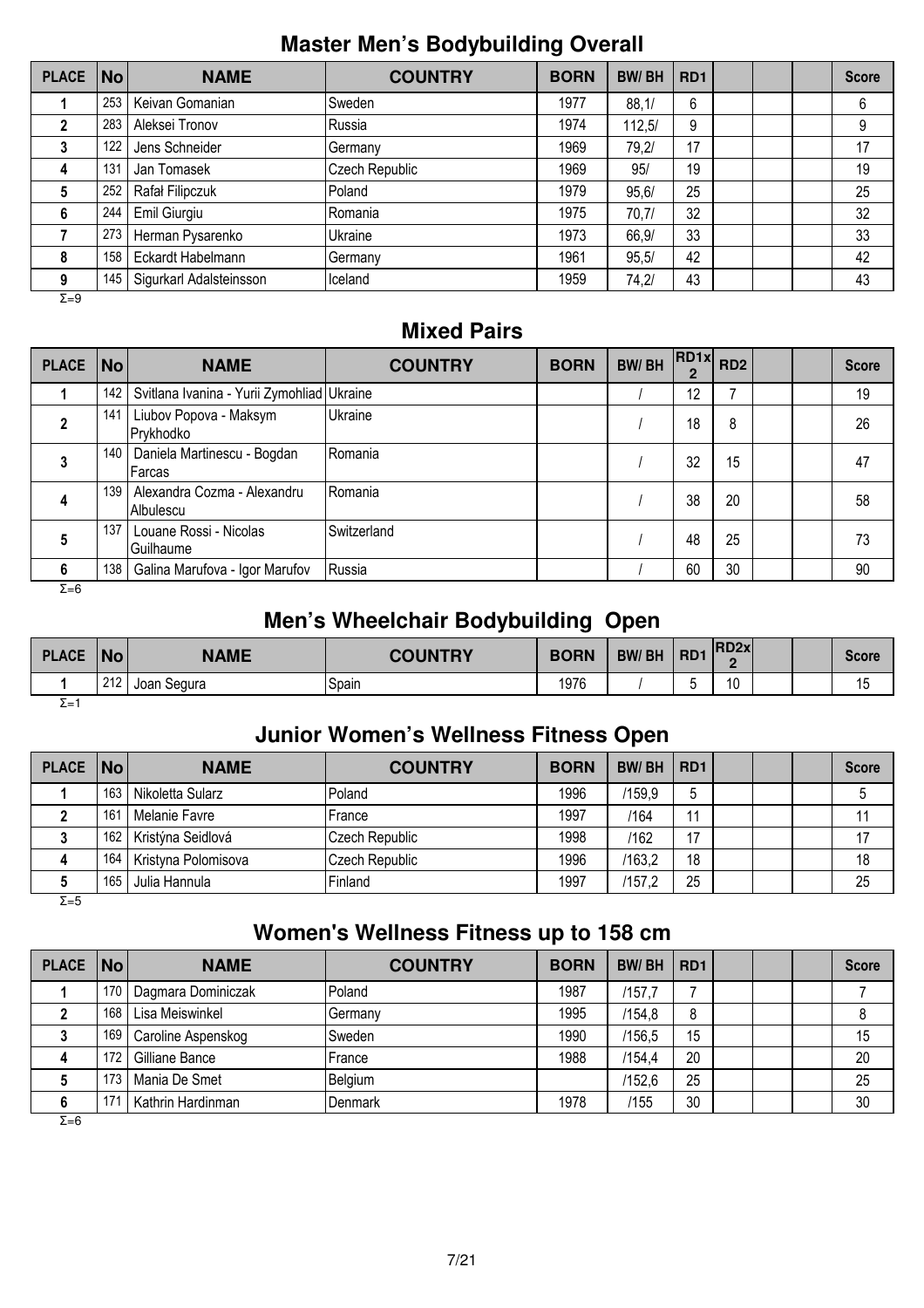## Master Men's Bodybuilding Overall

| PLACE | No | NAME | COUNTRY | BORN | BW/ BH | RD1 | | | | Score |
|---|---|---|---|---|---|---|---|---|---|---|
| 1 | 253 | Keivan Gomanian | Sweden | 1977 | 88,1/ | 6 | | | | 6 |
| 2 | 283 | Aleksei Tronov | Russia | 1974 | 112,5/ | 9 | | | | 9 |
| 3 | 122 | Jens Schneider | Germany | 1969 | 79,2/ | 17 | | | | 17 |
| 4 | 131 | Jan Tomasek | Czech Republic | 1969 | 95/ | 19 | | | | 19 |
| 5 | 252 | Rafał Filipczuk | Poland | 1979 | 95,6/ | 25 | | | | 25 |
| 6 | 244 | Emil Giurgiu | Romania | 1975 | 70,7/ | 32 | | | | 32 |
| 7 | 273 | Herman Pysarenko | Ukraine | 1973 | 66,9/ | 33 | | | | 33 |
| 8 | 158 | Eckardt Habelmann | Germany | 1961 | 95,5/ | 42 | | | | 42 |
| 9 | 145 | Sigurkarl Adalsteinsson | Iceland | 1959 | 74,2/ | 43 | | | | 43 |

Σ=9

## Mixed Pairs

| PLACE | No | NAME | COUNTRY | BORN | BW/ BH | RD1x 2 | RD2 | | | Score |
|---|---|---|---|---|---|---|---|---|---|---|
| 1 | 142 | Svitlana Ivanina - Yurii Zymohliad | Ukraine | | / | 12 | 7 | | | 19 |
| 2 | 141 | Liubov Popova - Maksym Prykhodko | Ukraine | | / | 18 | 8 | | | 26 |
| 3 | 140 | Daniela Martinescu - Bogdan Farcas | Romania | | / | 32 | 15 | | | 47 |
| 4 | 139 | Alexandra Cozma - Alexandru Albulescu | Romania | | / | 38 | 20 | | | 58 |
| 5 | 137 | Louane Rossi - Nicolas Guilhaume | Switzerland | | / | 48 | 25 | | | 73 |
| 6 | 138 | Galina Marufova - Igor Marufov | Russia | | / | 60 | 30 | | | 90 |

Σ=6

## Men's Wheelchair Bodybuilding Open

| PLACE | No | NAME | COUNTRY | BORN | BW/ BH | RD1 | RD2x 2 | | | Score |
|---|---|---|---|---|---|---|---|---|---|---|
| 1 | 212 | Joan Segura | Spain | 1976 | / | 5 | 10 | | | 15 |

Σ=1

## Junior Women's Wellness Fitness Open

| PLACE | No | NAME | COUNTRY | BORN | BW/ BH | RD1 | | | | Score |
|---|---|---|---|---|---|---|---|---|---|---|
| 1 | 163 | Nikoletta Sularz | Poland | 1996 | /159,9 | 5 | | | | 5 |
| 2 | 161 | Melanie Favre | France | 1997 | /164 | 11 | | | | 11 |
| 3 | 162 | Kristýna Seidlová | Czech Republic | 1998 | /162 | 17 | | | | 17 |
| 4 | 164 | Kristyna Polomisova | Czech Republic | 1996 | /163,2 | 18 | | | | 18 |
| 5 | 165 | Julia Hannula | Finland | 1997 | /157,2 | 25 | | | | 25 |

Σ=5

## Women's Wellness Fitness up to 158 cm

| PLACE | No | NAME | COUNTRY | BORN | BW/ BH | RD1 | | | | Score |
|---|---|---|---|---|---|---|---|---|---|---|
| 1 | 170 | Dagmara Dominiczak | Poland | 1987 | /157,7 | 7 | | | | 7 |
| 2 | 168 | Lisa Meiswinkel | Germany | 1995 | /154,8 | 8 | | | | 8 |
| 3 | 169 | Caroline Aspenskog | Sweden | 1990 | /156,5 | 15 | | | | 15 |
| 4 | 172 | Gilliane Bance | France | 1988 | /154,4 | 20 | | | | 20 |
| 5 | 173 | Mania De Smet | Belgium | | /152,6 | 25 | | | | 25 |
| 6 | 171 | Kathrin Hardinman | Denmark | 1978 | /155 | 30 | | | | 30 |

Σ=6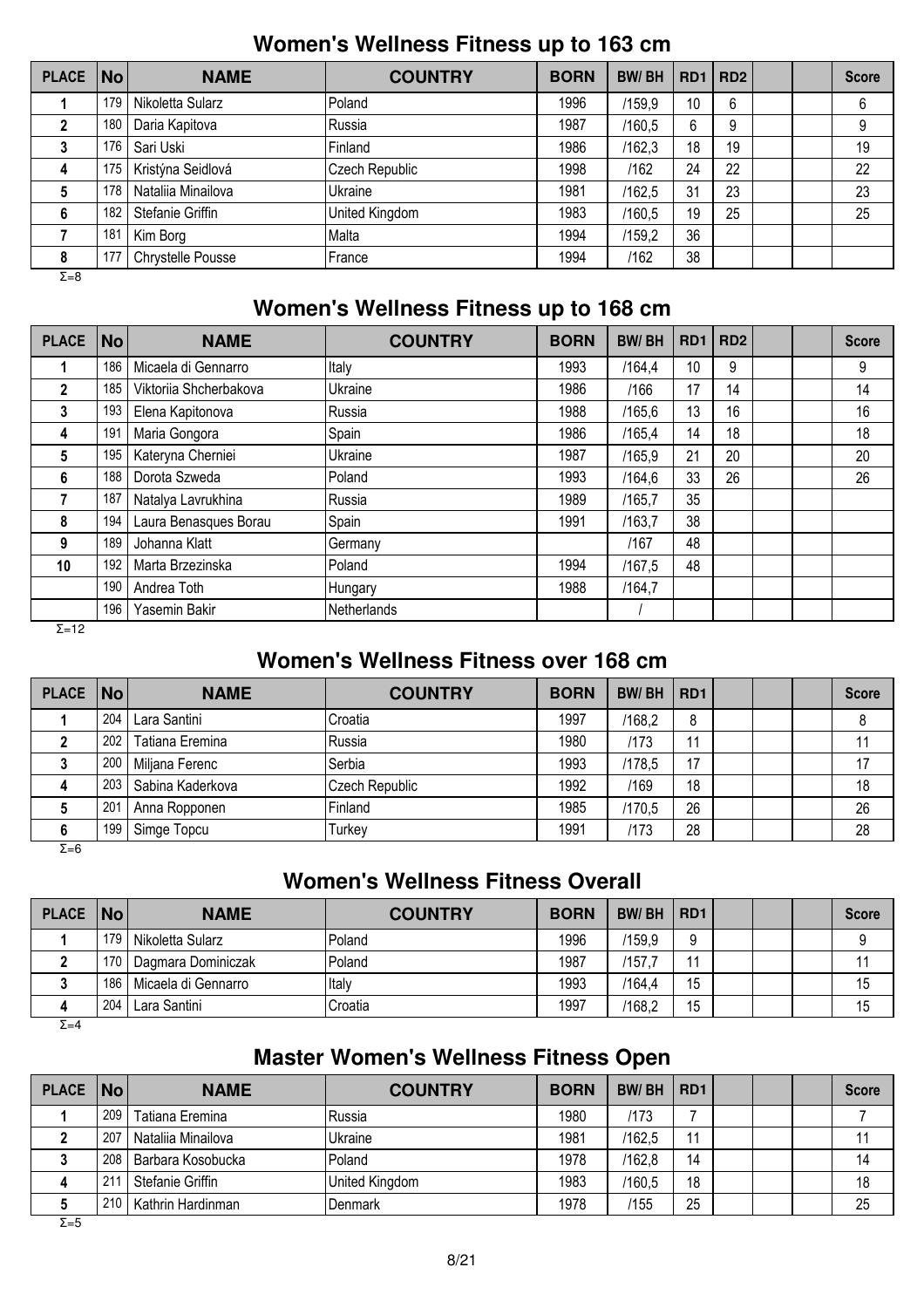## Women's Wellness Fitness up to 163 cm

| PLACE | No | NAME | COUNTRY | BORN | BW/ BH | RD1 | RD2 | | | Score |
|---|---|---|---|---|---|---|---|---|---|---|
| 1 | 179 | Nikoletta Sularz | Poland | 1996 | /159,9 | 10 | 6 | | | 6 |
| 2 | 180 | Daria Kapitova | Russia | 1987 | /160,5 | 6 | 9 | | | 9 |
| 3 | 176 | Sari Uski | Finland | 1986 | /162,3 | 18 | 19 | | | 19 |
| 4 | 175 | Kristýna Seidlová | Czech Republic | 1998 | /162 | 24 | 22 | | | 22 |
| 5 | 178 | Nataliia Minailova | Ukraine | 1981 | /162,5 | 31 | 23 | | | 23 |
| 6 | 182 | Stefanie Griffin | United Kingdom | 1983 | /160,5 | 19 | 25 | | | 25 |
| 7 | 181 | Kim Borg | Malta | 1994 | /159,2 | 36 | | | | |
| 8 | 177 | Chrystelle Pousse | France | 1994 | /162 | 38 | | | | |

Σ=8

## Women's Wellness Fitness up to 168 cm

| PLACE | No | NAME | COUNTRY | BORN | BW/ BH | RD1 | RD2 | | | Score |
|---|---|---|---|---|---|---|---|---|---|---|
| 1 | 186 | Micaela di Gennarro | Italy | 1993 | /164,4 | 10 | 9 | | | 9 |
| 2 | 185 | Viktoriia Shcherbakova | Ukraine | 1986 | /166 | 17 | 14 | | | 14 |
| 3 | 193 | Elena Kapitonova | Russia | 1988 | /165,6 | 13 | 16 | | | 16 |
| 4 | 191 | Maria Gongora | Spain | 1986 | /165,4 | 14 | 18 | | | 18 |
| 5 | 195 | Kateryna Cherniei | Ukraine | 1987 | /165,9 | 21 | 20 | | | 20 |
| 6 | 188 | Dorota Szweda | Poland | 1993 | /164,6 | 33 | 26 | | | 26 |
| 7 | 187 | Natalya Lavrukhina | Russia | 1989 | /165,7 | 35 | | | | |
| 8 | 194 | Laura Benasques Borau | Spain | 1991 | /163,7 | 38 | | | | |
| 9 | 189 | Johanna Klatt | Germany | | /167 | 48 | | | | |
| 10 | 192 | Marta Brzezinska | Poland | 1994 | /167,5 | 48 | | | | |
| | 190 | Andrea Toth | Hungary | 1988 | /164,7 | | | | | |
| | 196 | Yasemin Bakir | Netherlands | | / | | | | | |

Σ=12

## Women's Wellness Fitness over 168 cm

| PLACE | No | NAME | COUNTRY | BORN | BW/ BH | RD1 | | | | Score |
|---|---|---|---|---|---|---|---|---|---|---|
| 1 | 204 | Lara Santini | Croatia | 1997 | /168,2 | 8 | | | | 8 |
| 2 | 202 | Tatiana Eremina | Russia | 1980 | /173 | 11 | | | | 11 |
| 3 | 200 | Miljana Ferenc | Serbia | 1993 | /178,5 | 17 | | | | 17 |
| 4 | 203 | Sabina Kaderkova | Czech Republic | 1992 | /169 | 18 | | | | 18 |
| 5 | 201 | Anna Ropponen | Finland | 1985 | /170,5 | 26 | | | | 26 |
| 6 | 199 | Simge Topcu | Turkey | 1991 | /173 | 28 | | | | 28 |

Σ=6

## Women's Wellness Fitness Overall

| PLACE | No | NAME | COUNTRY | BORN | BW/ BH | RD1 | | | | Score |
|---|---|---|---|---|---|---|---|---|---|---|
| 1 | 179 | Nikoletta Sularz | Poland | 1996 | /159,9 | 9 | | | | 9 |
| 2 | 170 | Dagmara Dominiczak | Poland | 1987 | /157,7 | 11 | | | | 11 |
| 3 | 186 | Micaela di Gennarro | Italy | 1993 | /164,4 | 15 | | | | 15 |
| 4 | 204 | Lara Santini | Croatia | 1997 | /168,2 | 15 | | | | 15 |

Σ=4

## Master Women's Wellness Fitness Open

| PLACE | No | NAME | COUNTRY | BORN | BW/ BH | RD1 | | | | Score |
|---|---|---|---|---|---|---|---|---|---|---|
| 1 | 209 | Tatiana Eremina | Russia | 1980 | /173 | 7 | | | | 7 |
| 2 | 207 | Nataliia Minailova | Ukraine | 1981 | /162,5 | 11 | | | | 11 |
| 3 | 208 | Barbara Kosobucka | Poland | 1978 | /162,8 | 14 | | | | 14 |
| 4 | 211 | Stefanie Griffin | United Kingdom | 1983 | /160,5 | 18 | | | | 18 |
| 5 | 210 | Kathrin Hardinman | Denmark | 1978 | /155 | 25 | | | | 25 |

Σ=5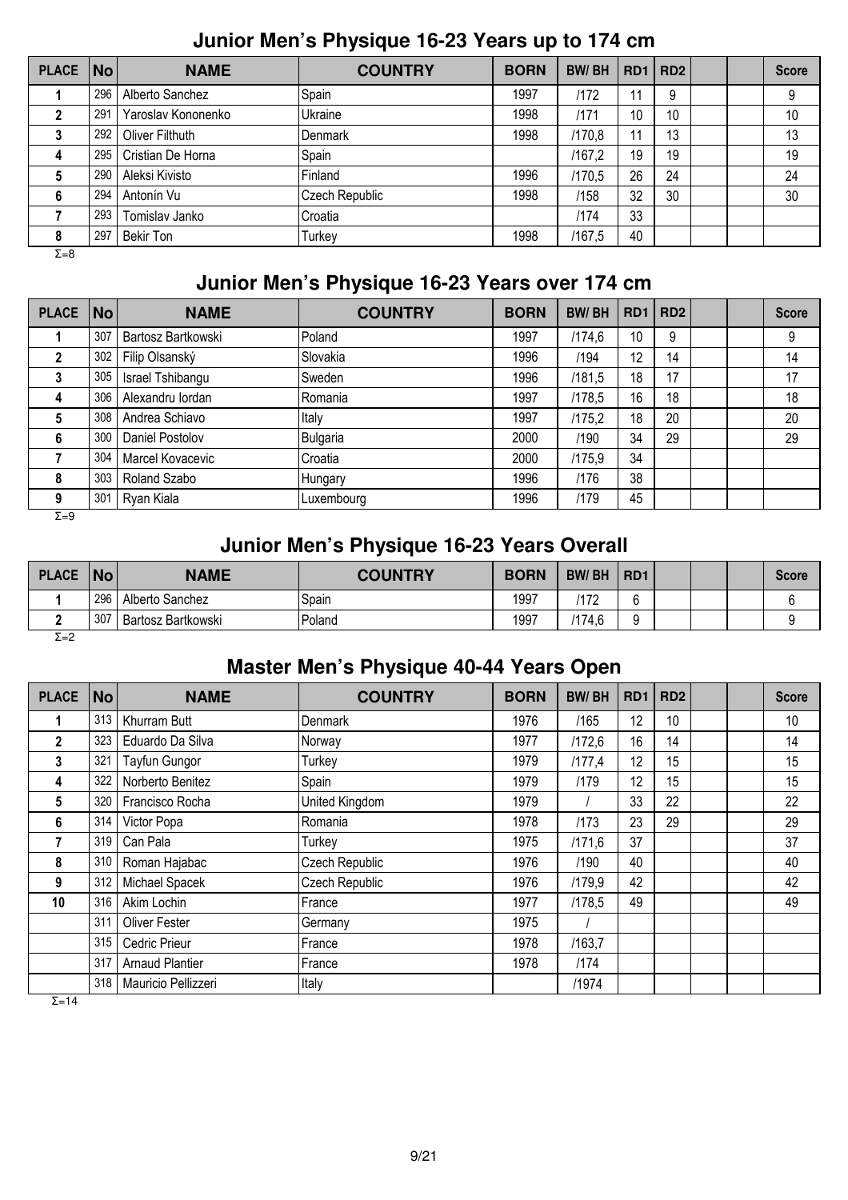## Junior Men's Physique 16-23 Years up to 174 cm

| PLACE | No | NAME | COUNTRY | BORN | BW/ BH | RD1 | RD2 | | | Score |
|---|---|---|---|---|---|---|---|---|---|---|
| 1 | 296 | Alberto Sanchez | Spain | 1997 | /172 | 11 | 9 | | | 9 |
| 2 | 291 | Yaroslav Kononenko | Ukraine | 1998 | /171 | 10 | 10 | | | 10 |
| 3 | 292 | Oliver Filthuth | Denmark | 1998 | /170,8 | 11 | 13 | | | 13 |
| 4 | 295 | Cristian De Horna | Spain | | /167,2 | 19 | 19 | | | 19 |
| 5 | 290 | Aleksi Kivisto | Finland | 1996 | /170,5 | 26 | 24 | | | 24 |
| 6 | 294 | Antonín Vu | Czech Republic | 1998 | /158 | 32 | 30 | | | 30 |
| 7 | 293 | Tomislav Janko | Croatia | | /174 | 33 | | | | |
| 8 | 297 | Bekir Ton | Turkey | 1998 | /167,5 | 40 | | | | |

Σ=8

## Junior Men's Physique 16-23 Years over 174 cm

| PLACE | No | NAME | COUNTRY | BORN | BW/ BH | RD1 | RD2 | | | Score |
|---|---|---|---|---|---|---|---|---|---|---|
| 1 | 307 | Bartosz Bartkowski | Poland | 1997 | /174,6 | 10 | 9 | | | 9 |
| 2 | 302 | Filip Olsanský | Slovakia | 1996 | /194 | 12 | 14 | | | 14 |
| 3 | 305 | Israel Tshibangu | Sweden | 1996 | /181,5 | 18 | 17 | | | 17 |
| 4 | 306 | Alexandru Iordan | Romania | 1997 | /178,5 | 16 | 18 | | | 18 |
| 5 | 308 | Andrea Schiavo | Italy | 1997 | /175,2 | 18 | 20 | | | 20 |
| 6 | 300 | Daniel Postolov | Bulgaria | 2000 | /190 | 34 | 29 | | | 29 |
| 7 | 304 | Marcel Kovacevic | Croatia | 2000 | /175,9 | 34 | | | | |
| 8 | 303 | Roland Szabo | Hungary | 1996 | /176 | 38 | | | | |
| 9 | 301 | Ryan Kiala | Luxembourg | 1996 | /179 | 45 | | | | |

Σ=9

## Junior Men's Physique 16-23 Years Overall

| PLACE | No | NAME | COUNTRY | BORN | BW/ BH | RD1 | | | | Score |
|---|---|---|---|---|---|---|---|---|---|---|
| 1 | 296 | Alberto Sanchez | Spain | 1997 | /172 | 6 | | | | 6 |
| 2 | 307 | Bartosz Bartkowski | Poland | 1997 | /174,6 | 9 | | | | 9 |

Σ=2

## Master Men's Physique 40-44 Years Open

| PLACE | No | NAME | COUNTRY | BORN | BW/ BH | RD1 | RD2 | | | Score |
|---|---|---|---|---|---|---|---|---|---|---|
| 1 | 313 | Khurram Butt | Denmark | 1976 | /165 | 12 | 10 | | | 10 |
| 2 | 323 | Eduardo Da Silva | Norway | 1977 | /172,6 | 16 | 14 | | | 14 |
| 3 | 321 | Tayfun Gungor | Turkey | 1979 | /177,4 | 12 | 15 | | | 15 |
| 4 | 322 | Norberto Benitez | Spain | 1979 | /179 | 12 | 15 | | | 15 |
| 5 | 320 | Francisco Rocha | United Kingdom | 1979 | / | 33 | 22 | | | 22 |
| 6 | 314 | Victor Popa | Romania | 1978 | /173 | 23 | 29 | | | 29 |
| 7 | 319 | Can Pala | Turkey | 1975 | /171,6 | 37 | | | | 37 |
| 8 | 310 | Roman Hajabac | Czech Republic | 1976 | /190 | 40 | | | | 40 |
| 9 | 312 | Michael Spacek | Czech Republic | 1976 | /179,9 | 42 | | | | 42 |
| 10 | 316 | Akim Lochin | France | 1977 | /178,5 | 49 | | | | 49 |
| | 311 | Oliver Fester | Germany | 1975 | / | | | | | |
| | 315 | Cedric Prieur | France | 1978 | /163,7 | | | | | |
| | 317 | Arnaud Plantier | France | 1978 | /174 | | | | | |
| | 318 | Mauricio Pellizzeri | Italy | | /1974 | | | | | |

Σ=14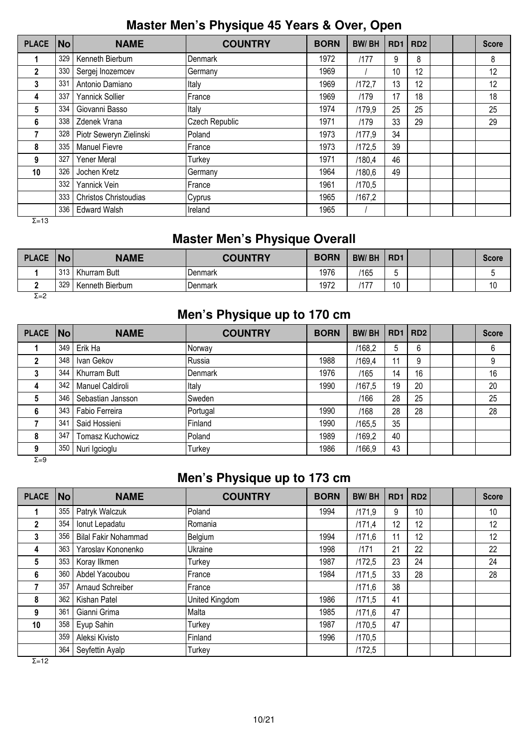## Master Men's Physique 45 Years & Over, Open

| PLACE | No | NAME | COUNTRY | BORN | BW/ BH | RD1 | RD2 | | | Score |
|---|---|---|---|---|---|---|---|---|---|---|
| 1 | 329 | Kenneth Bierbum | Denmark | 1972 | /177 | 9 | 8 | | | 8 |
| 2 | 330 | Sergej Inozemcev | Germany | 1969 | / | 10 | 12 | | | 12 |
| 3 | 331 | Antonio Damiano | Italy | 1969 | /172,7 | 13 | 12 | | | 12 |
| 4 | 337 | Yannick Sollier | France | 1969 | /179 | 17 | 18 | | | 18 |
| 5 | 334 | Giovanni Basso | Italy | 1974 | /179,9 | 25 | 25 | | | 25 |
| 6 | 338 | Zdenek Vrana | Czech Republic | 1971 | /179 | 33 | 29 | | | 29 |
| 7 | 328 | Piotr Seweryn Zielinski | Poland | 1973 | /177,9 | 34 | | | | |
| 8 | 335 | Manuel Fievre | France | 1973 | /172,5 | 39 | | | | |
| 9 | 327 | Yener Meral | Turkey | 1971 | /180,4 | 46 | | | | |
| 10 | 326 | Jochen Kretz | Germany | 1964 | /180,6 | 49 | | | | |
| | 332 | Yannick Vein | France | 1961 | /170,5 | | | | | |
| | 333 | Christos Christoudias | Cyprus | 1965 | /167,2 | | | | | |
| | 336 | Edward Walsh | Ireland | 1965 | / | | | | | |

Σ=13

## Master Men's Physique Overall

| PLACE | No | NAME | COUNTRY | BORN | BW/ BH | RD1 | | | | Score |
|---|---|---|---|---|---|---|---|---|---|---|
| 1 | 313 | Khurram Butt | Denmark | 1976 | /165 | 5 | | | | 5 |
| 2 | 329 | Kenneth Bierbum | Denmark | 1972 | /177 | 10 | | | | 10 |

Σ=2

## Men's Physique up to 170 cm

| PLACE | No | NAME | COUNTRY | BORN | BW/ BH | RD1 | RD2 | | | Score |
|---|---|---|---|---|---|---|---|---|---|---|
| 1 | 349 | Erik Ha | Norway | | /168,2 | 5 | 6 | | | 6 |
| 2 | 348 | Ivan Gekov | Russia | 1988 | /169,4 | 11 | 9 | | | 9 |
| 3 | 344 | Khurram Butt | Denmark | 1976 | /165 | 14 | 16 | | | 16 |
| 4 | 342 | Manuel Caldiroli | Italy | 1990 | /167,5 | 19 | 20 | | | 20 |
| 5 | 346 | Sebastian Jansson | Sweden | | /166 | 28 | 25 | | | 25 |
| 6 | 343 | Fabio Ferreira | Portugal | 1990 | /168 | 28 | 28 | | | 28 |
| 7 | 341 | Said Hossieni | Finland | 1990 | /165,5 | 35 | | | | |
| 8 | 347 | Tomasz Kuchowicz | Poland | 1989 | /169,2 | 40 | | | | |
| 9 | 350 | Nuri Igcioglu | Turkey | 1986 | /166,9 | 43 | | | | |

Σ=9

## Men's Physique up to 173 cm

| PLACE | No | NAME | COUNTRY | BORN | BW/ BH | RD1 | RD2 | | | Score |
|---|---|---|---|---|---|---|---|---|---|---|
| 1 | 355 | Patryk Walczuk | Poland | 1994 | /171,9 | 9 | 10 | | | 10 |
| 2 | 354 | Ionut Lepadatu | Romania | | /171,4 | 12 | 12 | | | 12 |
| 3 | 356 | Bilal Fakir Nohammad | Belgium | 1994 | /171,6 | 11 | 12 | | | 12 |
| 4 | 363 | Yaroslav Kononenko | Ukraine | 1998 | /171 | 21 | 22 | | | 22 |
| 5 | 353 | Koray Ilkmen | Turkey | 1987 | /172,5 | 23 | 24 | | | 24 |
| 6 | 360 | Abdel Yacoubou | France | 1984 | /171,5 | 33 | 28 | | | 28 |
| 7 | 357 | Arnaud Schreiber | France | | /171,6 | 38 | | | | |
| 8 | 362 | Kishan Patel | United Kingdom | 1986 | /171,5 | 41 | | | | |
| 9 | 361 | Gianni Grima | Malta | 1985 | /171,6 | 47 | | | | |
| 10 | 358 | Eyup Sahin | Turkey | 1987 | /170,5 | 47 | | | | |
| | 359 | Aleksi Kivisto | Finland | 1996 | /170,5 | | | | | |
| | 364 | Seyfettin Ayalp | Turkey | | /172,5 | | | | | |

Σ=12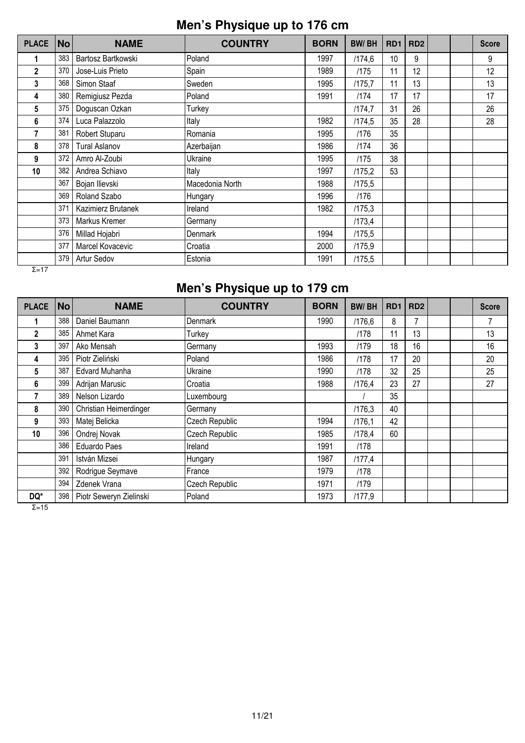## Men's Physique up to 176 cm

| PLACE | No | NAME | COUNTRY | BORN | BW/ BH | RD1 | RD2 | | | Score |
|---|---|---|---|---|---|---|---|---|---|---|
| 1 | 383 | Bartosz Bartkowski | Poland | 1997 | /174,6 | 10 | 9 | | | 9 |
| 2 | 370 | Jose-Luis Prieto | Spain | 1989 | /175 | 11 | 12 | | | 12 |
| 3 | 368 | Simon Staaf | Sweden | 1995 | /175,7 | 11 | 13 | | | 13 |
| 4 | 380 | Remigiusz Pezda | Poland | 1991 | /174 | 17 | 17 | | | 17 |
| 5 | 375 | Doguscan Ozkan | Turkey | | /174,7 | 31 | 26 | | | 26 |
| 6 | 374 | Luca Palazzolo | Italy | 1982 | /174,5 | 35 | 28 | | | 28 |
| 7 | 381 | Robert Stuparu | Romania | 1995 | /176 | 35 | | | | |
| 8 | 378 | Tural Aslanov | Azerbaijan | 1986 | /174 | 36 | | | | |
| 9 | 372 | Amro Al-Zoubi | Ukraine | 1995 | /175 | 38 | | | | |
| 10 | 382 | Andrea Schiavo | Italy | 1997 | /175,2 | 53 | | | | |
| | 367 | Bojan Ilievski | Macedonia North | 1988 | /175,5 | | | | | |
| | 369 | Roland Szabo | Hungary | 1996 | /176 | | | | | |
| | 371 | Kazimierz Brutanek | Ireland | 1982 | /175,3 | | | | | |
| | 373 | Markus Kremer | Germany | | /173,4 | | | | | |
| | 376 | Millad Hojabri | Denmark | 1994 | /175,5 | | | | | |
| | 377 | Marcel Kovacevic | Croatia | 2000 | /175,9 | | | | | |
| | 379 | Artur Sedov | Estonia | 1991 | /175,5 | | | | | |

Σ=17

## Men's Physique up to 179 cm

| PLACE | No | NAME | COUNTRY | BORN | BW/ BH | RD1 | RD2 | | | Score |
|---|---|---|---|---|---|---|---|---|---|---|
| 1 | 388 | Daniel Baumann | Denmark | 1990 | /176,6 | 8 | 7 | | | 7 |
| 2 | 385 | Ahmet Kara | Turkey | | /178 | 11 | 13 | | | 13 |
| 3 | 397 | Ako Mensah | Germany | 1993 | /179 | 18 | 16 | | | 16 |
| 4 | 395 | Piotr Zieliński | Poland | 1986 | /178 | 17 | 20 | | | 20 |
| 5 | 387 | Edvard Muhanha | Ukraine | 1990 | /178 | 32 | 25 | | | 25 |
| 6 | 399 | Adrijan Marusic | Croatia | 1988 | /176,4 | 23 | 27 | | | 27 |
| 7 | 389 | Nelson Lizardo | Luxembourg | | / | 35 | | | | |
| 8 | 390 | Christian Heimerdinger | Germany | | /176,3 | 40 | | | | |
| 9 | 393 | Matej Belicka | Czech Republic | 1994 | /176,1 | 42 | | | | |
| 10 | 396 | Ondrej Novak | Czech Republic | 1985 | /178,4 | 60 | | | | |
| | 386 | Eduardo Paes | Ireland | 1991 | /178 | | | | | |
| | 391 | István Mizsei | Hungary | 1987 | /177,4 | | | | | |
| | 392 | Rodrigue Seymave | France | 1979 | /178 | | | | | |
| | 394 | Zdenek Vrana | Czech Republic | 1971 | /179 | | | | | |
| DQ* | 398 | Piotr Seweryn Zielinski | Poland | 1973 | /177,9 | | | | | |

Σ=15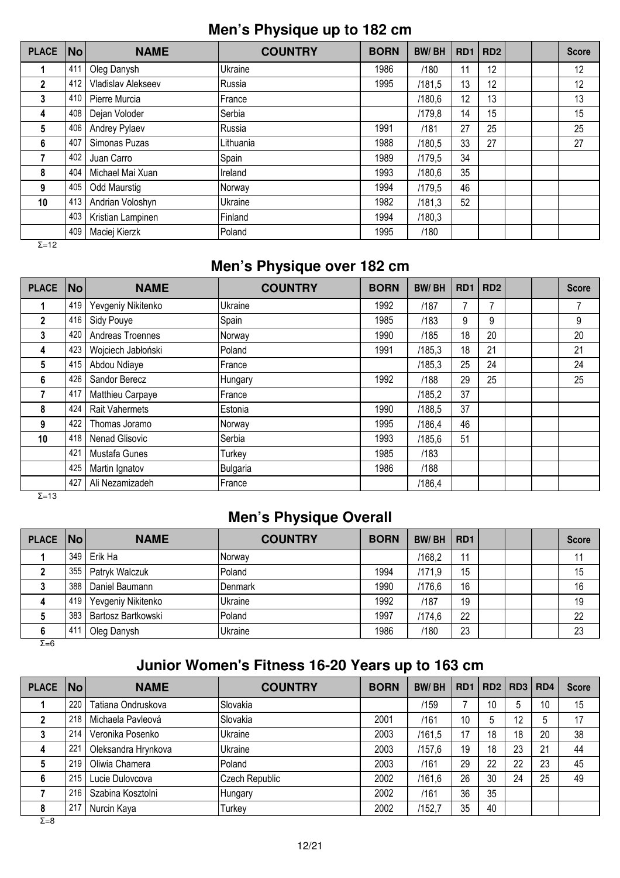## Men's Physique up to 182 cm

| PLACE | No | NAME | COUNTRY | BORN | BW/ BH | RD1 | RD2 | | | Score |
|---|---|---|---|---|---|---|---|---|---|---|
| 1 | 411 | Oleg Danysh | Ukraine | 1986 | /180 | 11 | 12 | | | 12 |
| 2 | 412 | Vladislav Alekseev | Russia | 1995 | /181,5 | 13 | 12 | | | 12 |
| 3 | 410 | Pierre Murcia | France | | /180,6 | 12 | 13 | | | 13 |
| 4 | 408 | Dejan Voloder | Serbia | | /179,8 | 14 | 15 | | | 15 |
| 5 | 406 | Andrey Pylaev | Russia | 1991 | /181 | 27 | 25 | | | 25 |
| 6 | 407 | Simonas Puzas | Lithuania | 1988 | /180,5 | 33 | 27 | | | 27 |
| 7 | 402 | Juan Carro | Spain | 1989 | /179,5 | 34 | | | | |
| 8 | 404 | Michael Mai Xuan | Ireland | 1993 | /180,6 | 35 | | | | |
| 9 | 405 | Odd Maurstig | Norway | 1994 | /179,5 | 46 | | | | |
| 10 | 413 | Andrian Voloshyn | Ukraine | 1982 | /181,3 | 52 | | | | |
| | 403 | Kristian Lampinen | Finland | 1994 | /180,3 | | | | | |
| | 409 | Maciej Kierzk | Poland | 1995 | /180 | | | | | |

Σ=12

## Men's Physique over 182 cm

| PLACE | No | NAME | COUNTRY | BORN | BW/ BH | RD1 | RD2 | | | Score |
|---|---|---|---|---|---|---|---|---|---|---|
| 1 | 419 | Yevgeniy Nikitenko | Ukraine | 1992 | /187 | 7 | 7 | | | 7 |
| 2 | 416 | Sidy Pouye | Spain | 1985 | /183 | 9 | 9 | | | 9 |
| 3 | 420 | Andreas Troennes | Norway | 1990 | /185 | 18 | 20 | | | 20 |
| 4 | 423 | Wojciech Jabłoński | Poland | 1991 | /185,3 | 18 | 21 | | | 21 |
| 5 | 415 | Abdou Ndiaye | France | | /185,3 | 25 | 24 | | | 24 |
| 6 | 426 | Sandor Berecz | Hungary | 1992 | /188 | 29 | 25 | | | 25 |
| 7 | 417 | Matthieu Carpaye | France | | /185,2 | 37 | | | | |
| 8 | 424 | Rait Vahermets | Estonia | 1990 | /188,5 | 37 | | | | |
| 9 | 422 | Thomas Joramo | Norway | 1995 | /186,4 | 46 | | | | |
| 10 | 418 | Nenad Glisovic | Serbia | 1993 | /185,6 | 51 | | | | |
| | 421 | Mustafa Gunes | Turkey | 1985 | /183 | | | | | |
| | 425 | Martin Ignatov | Bulgaria | 1986 | /188 | | | | | |
| | 427 | Ali Nezamizadeh | France | | /186,4 | | | | | |

Σ=13

## Men's Physique Overall

| PLACE | No | NAME | COUNTRY | BORN | BW/ BH | RD1 | | | | Score |
|---|---|---|---|---|---|---|---|---|---|---|
| 1 | 349 | Erik Ha | Norway | | /168,2 | 11 | | | | 11 |
| 2 | 355 | Patryk Walczuk | Poland | 1994 | /171,9 | 15 | | | | 15 |
| 3 | 388 | Daniel Baumann | Denmark | 1990 | /176,6 | 16 | | | | 16 |
| 4 | 419 | Yevgeniy Nikitenko | Ukraine | 1992 | /187 | 19 | | | | 19 |
| 5 | 383 | Bartosz Bartkowski | Poland | 1997 | /174,6 | 22 | | | | 22 |
| 6 | 411 | Oleg Danysh | Ukraine | 1986 | /180 | 23 | | | | 23 |

Σ=6

## Junior Women's Fitness 16-20 Years up to 163 cm

| PLACE | No | NAME | COUNTRY | BORN | BW/ BH | RD1 | RD2 | RD3 | RD4 | Score |
|---|---|---|---|---|---|---|---|---|---|---|
| 1 | 220 | Tatiana Ondruskova | Slovakia | | /159 | 7 | 10 | 5 | 10 | 15 |
| 2 | 218 | Michaela Pavleová | Slovakia | 2001 | /161 | 10 | 5 | 12 | 5 | 17 |
| 3 | 214 | Veronika Posenko | Ukraine | 2003 | /161,5 | 17 | 18 | 18 | 20 | 38 |
| 4 | 221 | Oleksandra Hrynkova | Ukraine | 2003 | /157,6 | 19 | 18 | 23 | 21 | 44 |
| 5 | 219 | Oliwia Chamera | Poland | 2003 | /161 | 29 | 22 | 22 | 23 | 45 |
| 6 | 215 | Lucie Dulovcova | Czech Republic | 2002 | /161,6 | 26 | 30 | 24 | 25 | 49 |
| 7 | 216 | Szabina Kosztolni | Hungary | 2002 | /161 | 36 | 35 | | | |
| 8 | 217 | Nurcin Kaya | Turkey | 2002 | /152,7 | 35 | 40 | | | |

Σ=8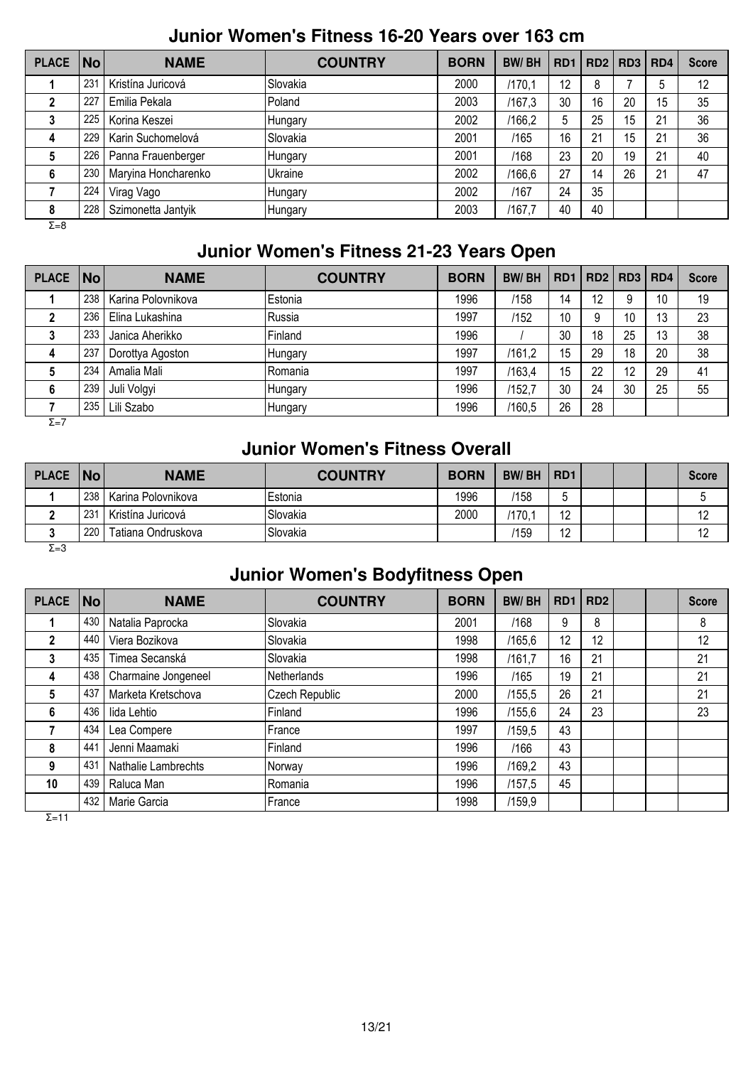## Junior Women's Fitness 16-20 Years over 163 cm

| PLACE | No | NAME | COUNTRY | BORN | BW/ BH | RD1 | RD2 | RD3 | RD4 | Score |
|---|---|---|---|---|---|---|---|---|---|---|
| 1 | 231 | Kristína Juricová | Slovakia | 2000 | /170,1 | 12 | 8 | 7 | 5 | 12 |
| 2 | 227 | Emilia Pekala | Poland | 2003 | /167,3 | 30 | 16 | 20 | 15 | 35 |
| 3 | 225 | Korina Keszei | Hungary | 2002 | /166,2 | 5 | 25 | 15 | 21 | 36 |
| 4 | 229 | Karin Suchomelová | Slovakia | 2001 | /165 | 16 | 21 | 15 | 21 | 36 |
| 5 | 226 | Panna Frauenberger | Hungary | 2001 | /168 | 23 | 20 | 19 | 21 | 40 |
| 6 | 230 | Maryina Honcharenko | Ukraine | 2002 | /166,6 | 27 | 14 | 26 | 21 | 47 |
| 7 | 224 | Virag Vago | Hungary | 2002 | /167 | 24 | 35 | | | |
| 8 | 228 | Szimonetta Jantyik | Hungary | 2003 | /167,7 | 40 | 40 | | | |

Σ=8

## Junior Women's Fitness 21-23 Years Open

| PLACE | No | NAME | COUNTRY | BORN | BW/ BH | RD1 | RD2 | RD3 | RD4 | Score |
|---|---|---|---|---|---|---|---|---|---|---|
| 1 | 238 | Karina Polovnikova | Estonia | 1996 | /158 | 14 | 12 | 9 | 10 | 19 |
| 2 | 236 | Elina Lukashina | Russia | 1997 | /152 | 10 | 9 | 10 | 13 | 23 |
| 3 | 233 | Janica Aherikko | Finland | 1996 | / | 30 | 18 | 25 | 13 | 38 |
| 4 | 237 | Dorottya Agoston | Hungary | 1997 | /161,2 | 15 | 29 | 18 | 20 | 38 |
| 5 | 234 | Amalia Mali | Romania | 1997 | /163,4 | 15 | 22 | 12 | 29 | 41 |
| 6 | 239 | Juli Volgyi | Hungary | 1996 | /152,7 | 30 | 24 | 30 | 25 | 55 |
| 7 | 235 | Lili Szabo | Hungary | 1996 | /160,5 | 26 | 28 | | | |

Σ=7

## Junior Women's Fitness Overall

| PLACE | No | NAME | COUNTRY | BORN | BW/ BH | RD1 | | | | Score |
|---|---|---|---|---|---|---|---|---|---|---|
| 1 | 238 | Karina Polovnikova | Estonia | 1996 | /158 | 5 | | | | 5 |
| 2 | 231 | Kristína Juricová | Slovakia | 2000 | /170,1 | 12 | | | | 12 |
| 3 | 220 | Tatiana Ondruskova | Slovakia | | /159 | 12 | | | | 12 |

Σ=3

## Junior Women's Bodyfitness Open

| PLACE | No | NAME | COUNTRY | BORN | BW/ BH | RD1 | RD2 | | | Score |
|---|---|---|---|---|---|---|---|---|---|---|
| 1 | 430 | Natalia Paprocka | Slovakia | 2001 | /168 | 9 | 8 | | | 8 |
| 2 | 440 | Viera Bozikova | Slovakia | 1998 | /165,6 | 12 | 12 | | | 12 |
| 3 | 435 | Timea Secanská | Slovakia | 1998 | /161,7 | 16 | 21 | | | 21 |
| 4 | 438 | Charmaine Jongeneel | Netherlands | 1996 | /165 | 19 | 21 | | | 21 |
| 5 | 437 | Marketa Kretschova | Czech Republic | 2000 | /155,5 | 26 | 21 | | | 21 |
| 6 | 436 | Iida Lehtio | Finland | 1996 | /155,6 | 24 | 23 | | | 23 |
| 7 | 434 | Lea Compere | France | 1997 | /159,5 | 43 | | | | |
| 8 | 441 | Jenni Maamaki | Finland | 1996 | /166 | 43 | | | | |
| 9 | 431 | Nathalie Lambrechts | Norway | 1996 | /169,2 | 43 | | | | |
| 10 | 439 | Raluca Man | Romania | 1996 | /157,5 | 45 | | | | |
| | 432 | Marie Garcia | France | 1998 | /159,9 | | | | | |

Σ=11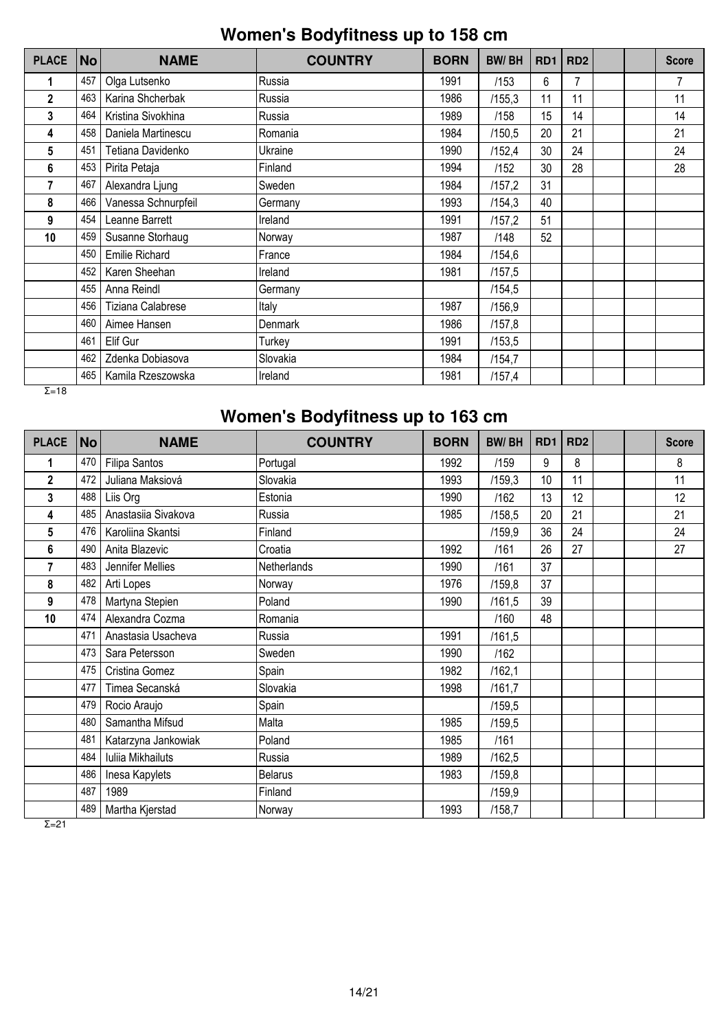## Women's Bodyfitness up to 158 cm

| PLACE | No | NAME | COUNTRY | BORN | BW/ BH | RD1 | RD2 | | | Score |
|---|---|---|---|---|---|---|---|---|---|---|
| 1 | 457 | Olga Lutsenko | Russia | 1991 | /153 | 6 | 7 | | | 7 |
| 2 | 463 | Karina Shcherbak | Russia | 1986 | /155,3 | 11 | 11 | | | 11 |
| 3 | 464 | Kristina Sivokhina | Russia | 1989 | /158 | 15 | 14 | | | 14 |
| 4 | 458 | Daniela Martinescu | Romania | 1984 | /150,5 | 20 | 21 | | | 21 |
| 5 | 451 | Tetiana Davidenko | Ukraine | 1990 | /152,4 | 30 | 24 | | | 24 |
| 6 | 453 | Pirita Petaja | Finland | 1994 | /152 | 30 | 28 | | | 28 |
| 7 | 467 | Alexandra Ljung | Sweden | 1984 | /157,2 | 31 | | | | |
| 8 | 466 | Vanessa Schnurpfeil | Germany | 1993 | /154,3 | 40 | | | | |
| 9 | 454 | Leanne Barrett | Ireland | 1991 | /157,2 | 51 | | | | |
| 10 | 459 | Susanne Storhaug | Norway | 1987 | /148 | 52 | | | | |
| | 450 | Emilie Richard | France | 1984 | /154,6 | | | | | |
| | 452 | Karen Sheehan | Ireland | 1981 | /157,5 | | | | | |
| | 455 | Anna Reindl | Germany | | /154,5 | | | | | |
| | 456 | Tiziana Calabrese | Italy | 1987 | /156,9 | | | | | |
| | 460 | Aimee Hansen | Denmark | 1986 | /157,8 | | | | | |
| | 461 | Elif Gur | Turkey | 1991 | /153,5 | | | | | |
| | 462 | Zdenka Dobiasova | Slovakia | 1984 | /154,7 | | | | | |
| | 465 | Kamila Rzeszowska | Ireland | 1981 | /157,4 | | | | | |

Σ=18

## Women's Bodyfitness up to 163 cm

| PLACE | No | NAME | COUNTRY | BORN | BW/ BH | RD1 | RD2 | | | Score |
|---|---|---|---|---|---|---|---|---|---|---|
| 1 | 470 | Filipa Santos | Portugal | 1992 | /159 | 9 | 8 | | | 8 |
| 2 | 472 | Juliana Maksiová | Slovakia | 1993 | /159,3 | 10 | 11 | | | 11 |
| 3 | 488 | Liis Org | Estonia | 1990 | /162 | 13 | 12 | | | 12 |
| 4 | 485 | Anastasiia Sivakova | Russia | 1985 | /158,5 | 20 | 21 | | | 21 |
| 5 | 476 | Karoliina Skantsi | Finland | | /159,9 | 36 | 24 | | | 24 |
| 6 | 490 | Anita Blazevic | Croatia | 1992 | /161 | 26 | 27 | | | 27 |
| 7 | 483 | Jennifer Mellies | Netherlands | 1990 | /161 | 37 | | | | |
| 8 | 482 | Arti Lopes | Norway | 1976 | /159,8 | 37 | | | | |
| 9 | 478 | Martyna Stepien | Poland | 1990 | /161,5 | 39 | | | | |
| 10 | 474 | Alexandra Cozma | Romania | | /160 | 48 | | | | |
| | 471 | Anastasia Usacheva | Russia | 1991 | /161,5 | | | | | |
| | 473 | Sara Petersson | Sweden | 1990 | /162 | | | | | |
| | 475 | Cristina Gomez | Spain | 1982 | /162,1 | | | | | |
| | 477 | Timea Secanská | Slovakia | 1998 | /161,7 | | | | | |
| | 479 | Rocio Araujo | Spain | | /159,5 | | | | | |
| | 480 | Samantha Mifsud | Malta | 1985 | /159,5 | | | | | |
| | 481 | Katarzyna Jankowiak | Poland | 1985 | /161 | | | | | |
| | 484 | Iuliia Mikhailuts | Russia | 1989 | /162,5 | | | | | |
| | 486 | Inesa Kapylets | Belarus | 1983 | /159,8 | | | | | |
| | 487 | 1989 | Finland | | /159,9 | | | | | |
| | 489 | Martha Kjerstad | Norway | 1993 | /158,7 | | | | | |

Σ=21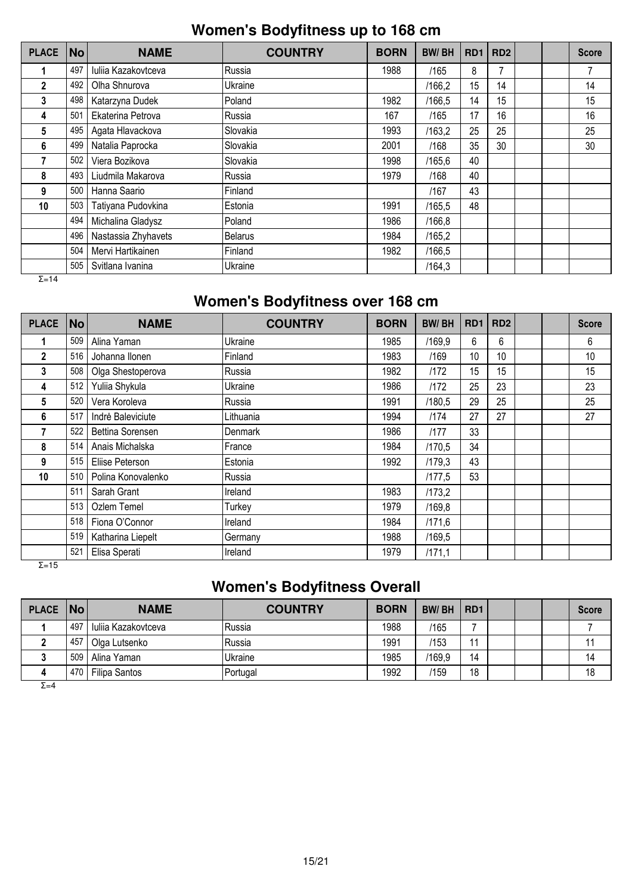## Women's Bodyfitness up to 168 cm

| PLACE | No | NAME | COUNTRY | BORN | BW/ BH | RD1 | RD2 | | | Score |
|---|---|---|---|---|---|---|---|---|---|---|
| 1 | 497 | Iuliia Kazakovtceva | Russia | 1988 | /165 | 8 | 7 | | | 7 |
| 2 | 492 | Olha Shnurova | Ukraine | | /166,2 | 15 | 14 | | | 14 |
| 3 | 498 | Katarzyna Dudek | Poland | 1982 | /166,5 | 14 | 15 | | | 15 |
| 4 | 501 | Ekaterina Petrova | Russia | 167 | /165 | 17 | 16 | | | 16 |
| 5 | 495 | Agata Hlavackova | Slovakia | 1993 | /163,2 | 25 | 25 | | | 25 |
| 6 | 499 | Natalia Paprocka | Slovakia | 2001 | /168 | 35 | 30 | | | 30 |
| 7 | 502 | Viera Bozikova | Slovakia | 1998 | /165,6 | 40 | | | | |
| 8 | 493 | Liudmila Makarova | Russia | 1979 | /168 | 40 | | | | |
| 9 | 500 | Hanna Saario | Finland | | /167 | 43 | | | | |
| 10 | 503 | Tatiyana Pudovkina | Estonia | 1991 | /165,5 | 48 | | | | |
| | 494 | Michalina Gladysz | Poland | 1986 | /166,8 | | | | | |
| | 496 | Nastassia Zhyhavets | Belarus | 1984 | /165,2 | | | | | |
| | 504 | Mervi Hartikainen | Finland | 1982 | /166,5 | | | | | |
| | 505 | Svitlana Ivanina | Ukraine | | /164,3 | | | | | |

Σ=14

## Women's Bodyfitness over 168 cm

| PLACE | No | NAME | COUNTRY | BORN | BW/ BH | RD1 | RD2 | | | Score |
|---|---|---|---|---|---|---|---|---|---|---|
| 1 | 509 | Alina Yaman | Ukraine | 1985 | /169,9 | 6 | 6 | | | 6 |
| 2 | 516 | Johanna Ilonen | Finland | 1983 | /169 | 10 | 10 | | | 10 |
| 3 | 508 | Olga Shestoperova | Russia | 1982 | /172 | 15 | 15 | | | 15 |
| 4 | 512 | Yuliia Shykula | Ukraine | 1986 | /172 | 25 | 23 | | | 23 |
| 5 | 520 | Vera Koroleva | Russia | 1991 | /180,5 | 29 | 25 | | | 25 |
| 6 | 517 | Indrė Baleviciute | Lithuania | 1994 | /174 | 27 | 27 | | | 27 |
| 7 | 522 | Bettina Sorensen | Denmark | 1986 | /177 | 33 | | | | |
| 8 | 514 | Anais Michalska | France | 1984 | /170,5 | 34 | | | | |
| 9 | 515 | Eliise Peterson | Estonia | 1992 | /179,3 | 43 | | | | |
| 10 | 510 | Polina Konovalenko | Russia | | /177,5 | 53 | | | | |
| | 511 | Sarah Grant | Ireland | 1983 | /173,2 | | | | | |
| | 513 | Ozlem Temel | Turkey | 1979 | /169,8 | | | | | |
| | 518 | Fiona O'Connor | Ireland | 1984 | /171,6 | | | | | |
| | 519 | Katharina Liepelt | Germany | 1988 | /169,5 | | | | | |
| | 521 | Elisa Sperati | Ireland | 1979 | /171,1 | | | | | |

Σ=15

## Women's Bodyfitness Overall

| PLACE | No | NAME | COUNTRY | BORN | BW/ BH | RD1 | | | | Score |
|---|---|---|---|---|---|---|---|---|---|---|
| 1 | 497 | Iuliia Kazakovtceva | Russia | 1988 | /165 | 7 | | | | 7 |
| 2 | 457 | Olga Lutsenko | Russia | 1991 | /153 | 11 | | | | 11 |
| 3 | 509 | Alina Yaman | Ukraine | 1985 | /169,9 | 14 | | | | 14 |
| 4 | 470 | Filipa Santos | Portugal | 1992 | /159 | 18 | | | | 18 |

Σ=4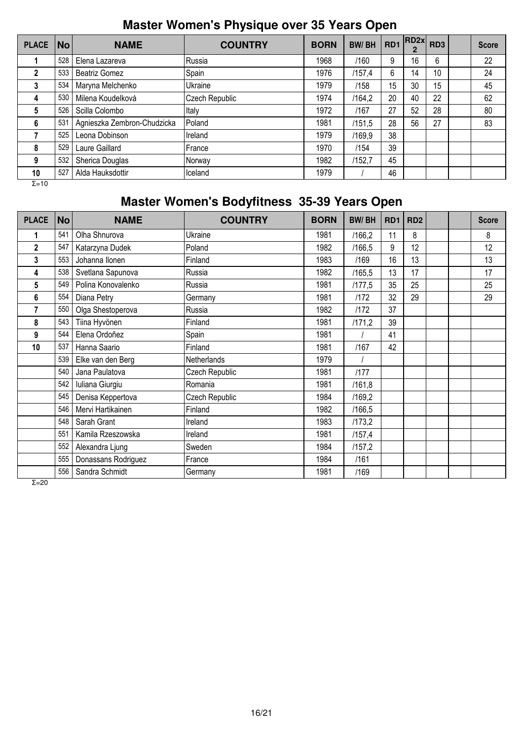## Master Women's Physique over 35 Years Open

| PLACE | No | NAME | COUNTRY | BORN | BW/ BH | RD1 | RD2x 2 | RD3 | | Score |
|---|---|---|---|---|---|---|---|---|---|---|
| 1 | 528 | Elena Lazareva | Russia | 1968 | /160 | 9 | 16 | 6 | | 22 |
| 2 | 533 | Beatriz Gomez | Spain | 1976 | /157,4 | 6 | 14 | 10 | | 24 |
| 3 | 534 | Maryna Melchenko | Ukraine | 1979 | /158 | 15 | 30 | 15 | | 45 |
| 4 | 530 | Milena Koudelková | Czech Republic | 1974 | /164,2 | 20 | 40 | 22 | | 62 |
| 5 | 526 | Scilla Colombo | Italy | 1972 | /167 | 27 | 52 | 28 | | 80 |
| 6 | 531 | Agnieszka Zembron-Chudzicka | Poland | 1981 | /151,5 | 28 | 56 | 27 | | 83 |
| 7 | 525 | Leona Dobinson | Ireland | 1979 | /169,9 | 38 | | | | |
| 8 | 529 | Laure Gaillard | France | 1970 | /154 | 39 | | | | |
| 9 | 532 | Sherica Douglas | Norway | 1982 | /152,7 | 45 | | | | |
| 10 | 527 | Alda Hauksdottir | Iceland | 1979 | / | 46 | | | | |

Σ=10

## Master Women's Bodyfitness 35-39 Years Open

| PLACE | No | NAME | COUNTRY | BORN | BW/ BH | RD1 | RD2 | | | Score |
|---|---|---|---|---|---|---|---|---|---|---|
| 1 | 541 | Olha Shnurova | Ukraine | 1981 | /166,2 | 11 | 8 | | | 8 |
| 2 | 547 | Katarzyna Dudek | Poland | 1982 | /166,5 | 9 | 12 | | | 12 |
| 3 | 553 | Johanna Ilonen | Finland | 1983 | /169 | 16 | 13 | | | 13 |
| 4 | 538 | Svetlana Sapunova | Russia | 1982 | /165,5 | 13 | 17 | | | 17 |
| 5 | 549 | Polina Konovalenko | Russia | 1981 | /177,5 | 35 | 25 | | | 25 |
| 6 | 554 | Diana Petry | Germany | 1981 | /172 | 32 | 29 | | | 29 |
| 7 | 550 | Olga Shestoperova | Russia | 1982 | /172 | 37 | | | | |
| 8 | 543 | Tiina Hyvönen | Finland | 1981 | /171,2 | 39 | | | | |
| 9 | 544 | Elena Ordoñez | Spain | 1981 | / | 41 | | | | |
| 10 | 537 | Hanna Saario | Finland | 1981 | /167 | 42 | | | | |
| | 539 | Elke van den Berg | Netherlands | 1979 | / | | | | | |
| | 540 | Jana Paulatova | Czech Republic | 1981 | /177 | | | | | |
| | 542 | Iuliana Giurgiu | Romania | 1981 | /161,8 | | | | | |
| | 545 | Denisa Keppertova | Czech Republic | 1984 | /169,2 | | | | | |
| | 546 | Mervi Hartikainen | Finland | 1982 | /166,5 | | | | | |
| | 548 | Sarah Grant | Ireland | 1983 | /173,2 | | | | | |
| | 551 | Kamila Rzeszowska | Ireland | 1981 | /157,4 | | | | | |
| | 552 | Alexandra Ljung | Sweden | 1984 | /157,2 | | | | | |
| | 555 | Donassans Rodriguez | France | 1984 | /161 | | | | | |
| | 556 | Sandra Schmidt | Germany | 1981 | /169 | | | | | |

Σ=20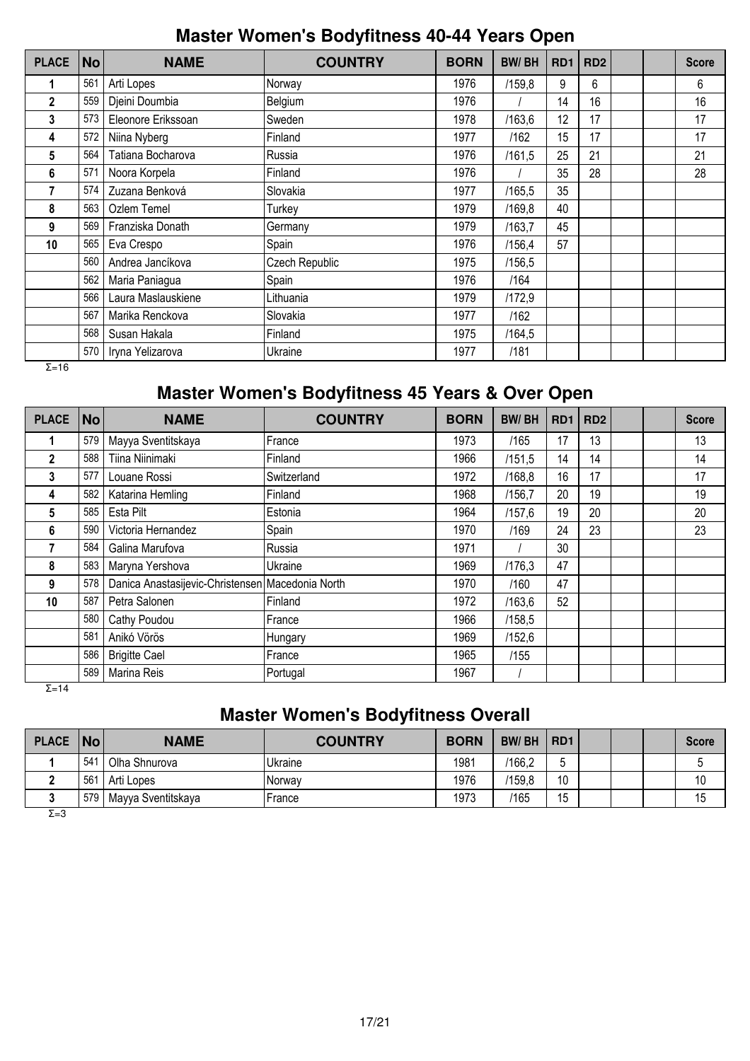## Master Women's Bodyfitness 40-44 Years Open

| PLACE | No | NAME | COUNTRY | BORN | BW/ BH | RD1 | RD2 | | | Score |
|---|---|---|---|---|---|---|---|---|---|---|
| 1 | 561 | Arti Lopes | Norway | 1976 | /159,8 | 9 | 6 | | | 6 |
| 2 | 559 | Djeini Doumbia | Belgium | 1976 | / | 14 | 16 | | | 16 |
| 3 | 573 | Eleonore Erikssoan | Sweden | 1978 | /163,6 | 12 | 17 | | | 17 |
| 4 | 572 | Niina Nyberg | Finland | 1977 | /162 | 15 | 17 | | | 17 |
| 5 | 564 | Tatiana Bocharova | Russia | 1976 | /161,5 | 25 | 21 | | | 21 |
| 6 | 571 | Noora Korpela | Finland | 1976 | / | 35 | 28 | | | 28 |
| 7 | 574 | Zuzana Benková | Slovakia | 1977 | /165,5 | 35 | | | | |
| 8 | 563 | Ozlem Temel | Turkey | 1979 | /169,8 | 40 | | | | |
| 9 | 569 | Franziska Donath | Germany | 1979 | /163,7 | 45 | | | | |
| 10 | 565 | Eva Crespo | Spain | 1976 | /156,4 | 57 | | | | |
| | 560 | Andrea Jancíkova | Czech Republic | 1975 | /156,5 | | | | | |
| | 562 | Maria Paniagua | Spain | 1976 | /164 | | | | | |
| | 566 | Laura Maslauskiene | Lithuania | 1979 | /172,9 | | | | | |
| | 567 | Marika Renckova | Slovakia | 1977 | /162 | | | | | |
| | 568 | Susan Hakala | Finland | 1975 | /164,5 | | | | | |
| | 570 | Iryna Yelizarova | Ukraine | 1977 | /181 | | | | | |

Σ=16

## Master Women's Bodyfitness 45 Years & Over Open

| PLACE | No | NAME | COUNTRY | BORN | BW/ BH | RD1 | RD2 | | | Score |
|---|---|---|---|---|---|---|---|---|---|---|
| 1 | 579 | Mayya Sventitskaya | France | 1973 | /165 | 17 | 13 | | | 13 |
| 2 | 588 | Tiina Niinimaki | Finland | 1966 | /151,5 | 14 | 14 | | | 14 |
| 3 | 577 | Louane Rossi | Switzerland | 1972 | /168,8 | 16 | 17 | | | 17 |
| 4 | 582 | Katarina Hemling | Finland | 1968 | /156,7 | 20 | 19 | | | 19 |
| 5 | 585 | Esta Pilt | Estonia | 1964 | /157,6 | 19 | 20 | | | 20 |
| 6 | 590 | Victoria Hernandez | Spain | 1970 | /169 | 24 | 23 | | | 23 |
| 7 | 584 | Galina Marufova | Russia | 1971 | / | 30 | | | | |
| 8 | 583 | Maryna Yershova | Ukraine | 1969 | /176,3 | 47 | | | | |
| 9 | 578 | Danica Anastasijevic-Christensen | Macedonia North | 1970 | /160 | 47 | | | | |
| 10 | 587 | Petra Salonen | Finland | 1972 | /163,6 | 52 | | | | |
| | 580 | Cathy Poudou | France | 1966 | /158,5 | | | | | |
| | 581 | Anikó Vörös | Hungary | 1969 | /152,6 | | | | | |
| | 586 | Brigitte Cael | France | 1965 | /155 | | | | | |
| | 589 | Marina Reis | Portugal | 1967 | / | | | | | |

Σ=14

## Master Women's Bodyfitness Overall

| PLACE | No | NAME | COUNTRY | BORN | BW/ BH | RD1 | | | | Score |
|---|---|---|---|---|---|---|---|---|---|---|
| 1 | 541 | Olha Shnurova | Ukraine | 1981 | /166,2 | 5 | | | | 5 |
| 2 | 561 | Arti Lopes | Norway | 1976 | /159,8 | 10 | | | | 10 |
| 3 | 579 | Mayya Sventitskaya | France | 1973 | /165 | 15 | | | | 15 |

Σ=3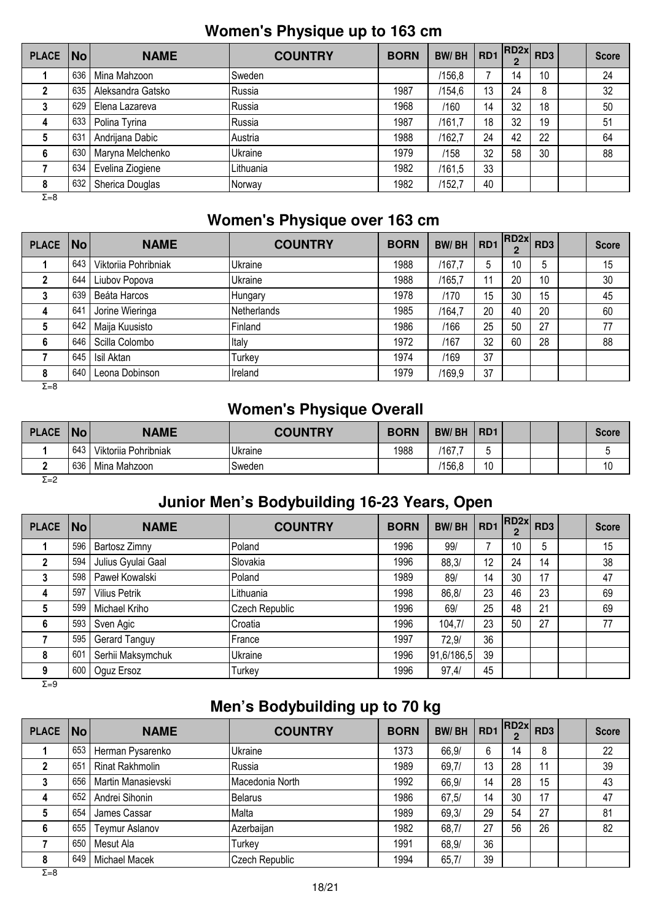## Women's Physique up to 163 cm

| PLACE | No | NAME | COUNTRY | BORN | BW/ BH | RD1 | RD2x 2 | RD3 | | Score |
|---|---|---|---|---|---|---|---|---|---|---|
| 1 | 636 | Mina Mahzoon | Sweden | | /156,8 | 7 | 14 | 10 | | 24 |
| 2 | 635 | Aleksandra Gatsko | Russia | 1987 | /154,6 | 13 | 24 | 8 | | 32 |
| 3 | 629 | Elena Lazareva | Russia | 1968 | /160 | 14 | 32 | 18 | | 50 |
| 4 | 633 | Polina Tyrina | Russia | 1987 | /161,7 | 18 | 32 | 19 | | 51 |
| 5 | 631 | Andrijana Dabic | Austria | 1988 | /162,7 | 24 | 42 | 22 | | 64 |
| 6 | 630 | Maryna Melchenko | Ukraine | 1979 | /158 | 32 | 58 | 30 | | 88 |
| 7 | 634 | Evelina Ziogiene | Lithuania | 1982 | /161,5 | 33 | | | | |
| 8 | 632 | Sherica Douglas | Norway | 1982 | /152,7 | 40 | | | | |

Σ=8

## Women's Physique over 163 cm

| PLACE | No | NAME | COUNTRY | BORN | BW/ BH | RD1 | RD2x 2 | RD3 | | Score |
|---|---|---|---|---|---|---|---|---|---|---|
| 1 | 643 | Viktoriia Pohribniak | Ukraine | 1988 | /167,7 | 5 | 10 | 5 | | 15 |
| 2 | 644 | Liubov Popova | Ukraine | 1988 | /165,7 | 11 | 20 | 10 | | 30 |
| 3 | 639 | Beáta Harcos | Hungary | 1978 | /170 | 15 | 30 | 15 | | 45 |
| 4 | 641 | Jorine Wieringa | Netherlands | 1985 | /164,7 | 20 | 40 | 20 | | 60 |
| 5 | 642 | Maija Kuusisto | Finland | 1986 | /166 | 25 | 50 | 27 | | 77 |
| 6 | 646 | Scilla Colombo | Italy | 1972 | /167 | 32 | 60 | 28 | | 88 |
| 7 | 645 | Isil Aktan | Turkey | 1974 | /169 | 37 | | | | |
| 8 | 640 | Leona Dobinson | Ireland | 1979 | /169,9 | 37 | | | | |

Σ=8

## Women's Physique Overall

| PLACE | No | NAME | COUNTRY | BORN | BW/ BH | RD1 | | | | Score |
|---|---|---|---|---|---|---|---|---|---|---|
| 1 | 643 | Viktoriia Pohribniak | Ukraine | 1988 | /167,7 | 5 | | | | 5 |
| 2 | 636 | Mina Mahzoon | Sweden | | /156,8 | 10 | | | | 10 |

Σ=2

## Junior Men's Bodybuilding 16-23 Years, Open

| PLACE | No | NAME | COUNTRY | BORN | BW/ BH | RD1 | RD2x 2 | RD3 | | Score |
|---|---|---|---|---|---|---|---|---|---|---|
| 1 | 596 | Bartosz Zimny | Poland | 1996 | 99/ | 7 | 10 | 5 | | 15 |
| 2 | 594 | Julius Gyulai Gaal | Slovakia | 1996 | 88,3/ | 12 | 24 | 14 | | 38 |
| 3 | 598 | Paweł Kowalski | Poland | 1989 | 89/ | 14 | 30 | 17 | | 47 |
| 4 | 597 | Vilius Petrik | Lithuania | 1998 | 86,8/ | 23 | 46 | 23 | | 69 |
| 5 | 599 | Michael Kriho | Czech Republic | 1996 | 69/ | 25 | 48 | 21 | | 69 |
| 6 | 593 | Sven Agic | Croatia | 1996 | 104,7/ | 23 | 50 | 27 | | 77 |
| 7 | 595 | Gerard Tanguy | France | 1997 | 72,9/ | 36 | | | | |
| 8 | 601 | Serhii Maksymchuk | Ukraine | 1996 | 91,6/186,5 | 39 | | | | |
| 9 | 600 | Oguz Ersoz | Turkey | 1996 | 97,4/ | 45 | | | | |

Σ=9

## Men's Bodybuilding up to 70 kg

| PLACE | No | NAME | COUNTRY | BORN | BW/ BH | RD1 | RD2x 2 | RD3 | | Score |
|---|---|---|---|---|---|---|---|---|---|---|
| 1 | 653 | Herman Pysarenko | Ukraine | 1373 | 66,9/ | 6 | 14 | 8 | | 22 |
| 2 | 651 | Rinat Rakhmolin | Russia | 1989 | 69,7/ | 13 | 28 | 11 | | 39 |
| 3 | 656 | Martin Manasievski | Macedonia North | 1992 | 66,9/ | 14 | 28 | 15 | | 43 |
| 4 | 652 | Andrei Sihonin | Belarus | 1986 | 67,5/ | 14 | 30 | 17 | | 47 |
| 5 | 654 | James Cassar | Malta | 1989 | 69,3/ | 29 | 54 | 27 | | 81 |
| 6 | 655 | Teymur Aslanov | Azerbaijan | 1982 | 68,7/ | 27 | 56 | 26 | | 82 |
| 7 | 650 | Mesut Ala | Turkey | 1991 | 68,9/ | 36 | | | | |
| 8 | 649 | Michael Macek | Czech Republic | 1994 | 65,7/ | 39 | | | | |

Σ=8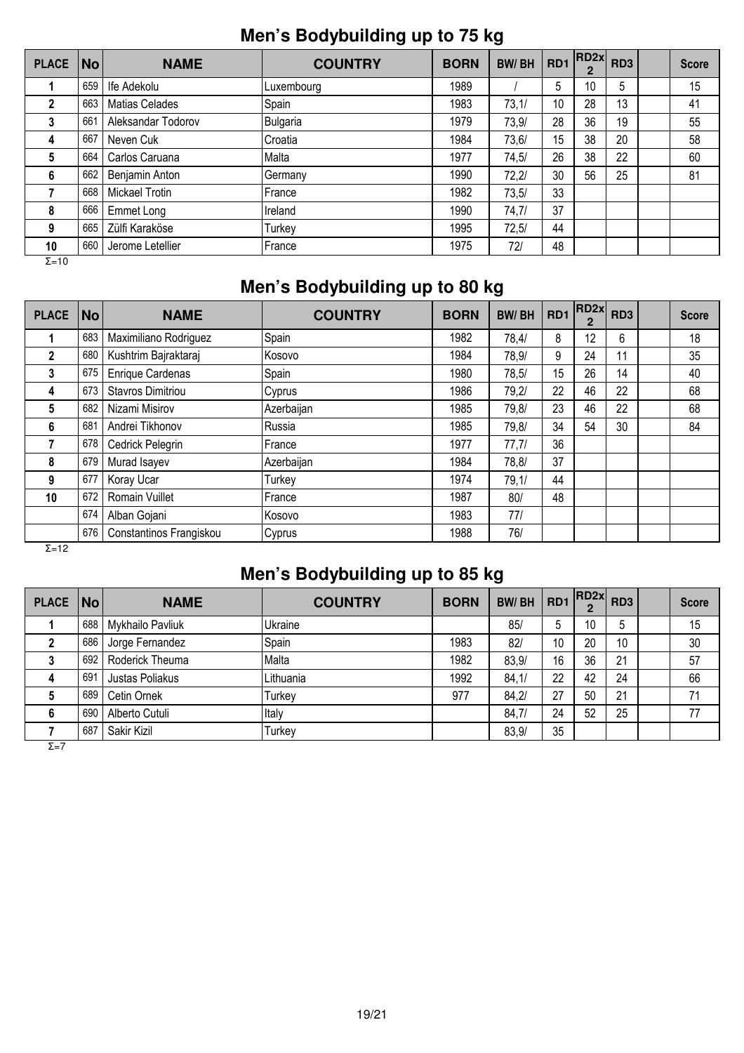## Men's Bodybuilding up to 75 kg

| PLACE | No | NAME | COUNTRY | BORN | BW/ BH | RD1 | RD2x 2 | RD3 | | Score |
|---|---|---|---|---|---|---|---|---|---|---|
| 1 | 659 | Ife Adekolu | Luxembourg | 1989 | / | 5 | 10 | 5 | | 15 |
| 2 | 663 | Matias Celades | Spain | 1983 | 73,1/ | 10 | 28 | 13 | | 41 |
| 3 | 661 | Aleksandar Todorov | Bulgaria | 1979 | 73,9/ | 28 | 36 | 19 | | 55 |
| 4 | 667 | Neven Cuk | Croatia | 1984 | 73,6/ | 15 | 38 | 20 | | 58 |
| 5 | 664 | Carlos Caruana | Malta | 1977 | 74,5/ | 26 | 38 | 22 | | 60 |
| 6 | 662 | Benjamin Anton | Germany | 1990 | 72,2/ | 30 | 56 | 25 | | 81 |
| 7 | 668 | Mickael Trotin | France | 1982 | 73,5/ | 33 | | | | |
| 8 | 666 | Emmet Long | Ireland | 1990 | 74,7/ | 37 | | | | |
| 9 | 665 | Zülfi Karaköse | Turkey | 1995 | 72,5/ | 44 | | | | |
| 10 | 660 | Jerome Letellier | France | 1975 | 72/ | 48 | | | | |

Σ=10

## Men's Bodybuilding up to 80 kg

| PLACE | No | NAME | COUNTRY | BORN | BW/ BH | RD1 | RD2x 2 | RD3 | | Score |
|---|---|---|---|---|---|---|---|---|---|---|
| 1 | 683 | Maximiliano Rodriguez | Spain | 1982 | 78,4/ | 8 | 12 | 6 | | 18 |
| 2 | 680 | Kushtrim Bajraktaraj | Kosovo | 1984 | 78,9/ | 9 | 24 | 11 | | 35 |
| 3 | 675 | Enrique Cardenas | Spain | 1980 | 78,5/ | 15 | 26 | 14 | | 40 |
| 4 | 673 | Stavros Dimitriou | Cyprus | 1986 | 79,2/ | 22 | 46 | 22 | | 68 |
| 5 | 682 | Nizami Misirov | Azerbaijan | 1985 | 79,8/ | 23 | 46 | 22 | | 68 |
| 6 | 681 | Andrei Tikhonov | Russia | 1985 | 79,8/ | 34 | 54 | 30 | | 84 |
| 7 | 678 | Cedrick Pelegrin | France | 1977 | 77,7/ | 36 | | | | |
| 8 | 679 | Murad Isayev | Azerbaijan | 1984 | 78,8/ | 37 | | | | |
| 9 | 677 | Koray Ucar | Turkey | 1974 | 79,1/ | 44 | | | | |
| 10 | 672 | Romain Vuillet | France | 1987 | 80/ | 48 | | | | |
| | 674 | Alban Gojani | Kosovo | 1983 | 77/ | | | | | |
| | 676 | Constantinos Frangiskou | Cyprus | 1988 | 76/ | | | | | |

Σ=12

## Men's Bodybuilding up to 85 kg

| PLACE | No | NAME | COUNTRY | BORN | BW/ BH | RD1 | RD2x 2 | RD3 | | Score |
|---|---|---|---|---|---|---|---|---|---|---|
| 1 | 688 | Mykhailo Pavliuk | Ukraine | | 85/ | 5 | 10 | 5 | | 15 |
| 2 | 686 | Jorge Fernandez | Spain | 1983 | 82/ | 10 | 20 | 10 | | 30 |
| 3 | 692 | Roderick Theuma | Malta | 1982 | 83,9/ | 16 | 36 | 21 | | 57 |
| 4 | 691 | Justas Poliakus | Lithuania | 1992 | 84,1/ | 22 | 42 | 24 | | 66 |
| 5 | 689 | Cetin Ornek | Turkey | 977 | 84,2/ | 27 | 50 | 21 | | 71 |
| 6 | 690 | Alberto Cutuli | Italy | | 84,7/ | 24 | 52 | 25 | | 77 |
| 7 | 687 | Sakir Kizil | Turkey | | 83,9/ | 35 | | | | |

Σ=7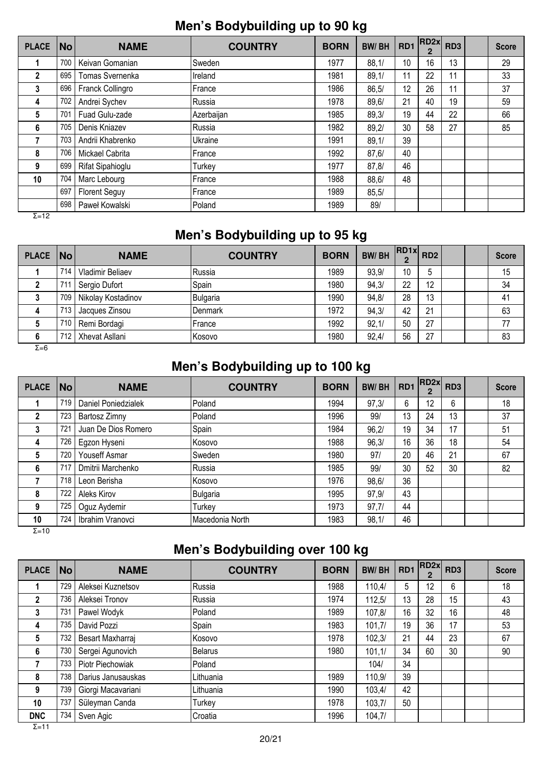## Men's Bodybuilding up to 90 kg

| PLACE | No | NAME | COUNTRY | BORN | BW/ BH | RD1 | RD2x 2 | RD3 | | Score |
|---|---|---|---|---|---|---|---|---|---|---|
| 1 | 700 | Keivan Gomanian | Sweden | 1977 | 88,1/ | 10 | 16 | 13 | | 29 |
| 2 | 695 | Tomas Svernenka | Ireland | 1981 | 89,1/ | 11 | 22 | 11 | | 33 |
| 3 | 696 | Franck Collingro | France | 1986 | 86,5/ | 12 | 26 | 11 | | 37 |
| 4 | 702 | Andrei Sychev | Russia | 1978 | 89,6/ | 21 | 40 | 19 | | 59 |
| 5 | 701 | Fuad Gulu-zade | Azerbaijan | 1985 | 89,3/ | 19 | 44 | 22 | | 66 |
| 6 | 705 | Denis Kniazev | Russia | 1982 | 89,2/ | 30 | 58 | 27 | | 85 |
| 7 | 703 | Andrii Khabrenko | Ukraine | 1991 | 89,1/ | 39 | | | | |
| 8 | 706 | Mickael Cabrita | France | 1992 | 87,6/ | 40 | | | | |
| 9 | 699 | Rifat Sipahioglu | Turkey | 1977 | 87,8/ | 46 | | | | |
| 10 | 704 | Marc Lebourg | France | 1988 | 88,6/ | 48 | | | | |
| | 697 | Florent Seguy | France | 1989 | 85,5/ | | | | | |
| | 698 | Paweł Kowalski | Poland | 1989 | 89/ | | | | | |

Σ=12

## Men's Bodybuilding up to 95 kg

| PLACE | No | NAME | COUNTRY | BORN | BW/ BH | RD1x 2 | RD2 | | | Score |
|---|---|---|---|---|---|---|---|---|---|---|
| 1 | 714 | Vladimir Beliaev | Russia | 1989 | 93,9/ | 10 | 5 | | | 15 |
| 2 | 711 | Sergio Dufort | Spain | 1980 | 94,3/ | 22 | 12 | | | 34 |
| 3 | 709 | Nikolay Kostadinov | Bulgaria | 1990 | 94,8/ | 28 | 13 | | | 41 |
| 4 | 713 | Jacques Zinsou | Denmark | 1972 | 94,3/ | 42 | 21 | | | 63 |
| 5 | 710 | Remi Bordagi | France | 1992 | 92,1/ | 50 | 27 | | | 77 |
| 6 | 712 | Xhevat Asllani | Kosovo | 1980 | 92,4/ | 56 | 27 | | | 83 |

Σ=6

## Men's Bodybuilding up to 100 kg

| PLACE | No | NAME | COUNTRY | BORN | BW/ BH | RD1 | RD2x 2 | RD3 | | Score |
|---|---|---|---|---|---|---|---|---|---|---|
| 1 | 719 | Daniel Poniedzialek | Poland | 1994 | 97,3/ | 6 | 12 | 6 | | 18 |
| 2 | 723 | Bartosz Zimny | Poland | 1996 | 99/ | 13 | 24 | 13 | | 37 |
| 3 | 721 | Juan De Dios Romero | Spain | 1984 | 96,2/ | 19 | 34 | 17 | | 51 |
| 4 | 726 | Egzon Hyseni | Kosovo | 1988 | 96,3/ | 16 | 36 | 18 | | 54 |
| 5 | 720 | Youseff Asmar | Sweden | 1980 | 97/ | 20 | 46 | 21 | | 67 |
| 6 | 717 | Dmitrii Marchenko | Russia | 1985 | 99/ | 30 | 52 | 30 | | 82 |
| 7 | 718 | Leon Berisha | Kosovo | 1976 | 98,6/ | 36 | | | | |
| 8 | 722 | Aleks Kirov | Bulgaria | 1995 | 97,9/ | 43 | | | | |
| 9 | 725 | Oguz Aydemir | Turkey | 1973 | 97,7/ | 44 | | | | |
| 10 | 724 | Ibrahim Vranovci | Macedonia North | 1983 | 98,1/ | 46 | | | | |

Σ=10

## Men's Bodybuilding over 100 kg

| PLACE | No | NAME | COUNTRY | BORN | BW/ BH | RD1 | RD2x 2 | RD3 | | Score |
|---|---|---|---|---|---|---|---|---|---|---|
| 1 | 729 | Aleksei Kuznetsov | Russia | 1988 | 110,4/ | 5 | 12 | 6 | | 18 |
| 2 | 736 | Aleksei Tronov | Russia | 1974 | 112,5/ | 13 | 28 | 15 | | 43 |
| 3 | 731 | Pawel Wodyk | Poland | 1989 | 107,8/ | 16 | 32 | 16 | | 48 |
| 4 | 735 | David Pozzi | Spain | 1983 | 101,7/ | 19 | 36 | 17 | | 53 |
| 5 | 732 | Besart Maxharraj | Kosovo | 1978 | 102,3/ | 21 | 44 | 23 | | 67 |
| 6 | 730 | Sergei Agunovich | Belarus | 1980 | 101,1/ | 34 | 60 | 30 | | 90 |
| 7 | 733 | Piotr Piechowiak | Poland | | 104/ | 34 | | | | |
| 8 | 738 | Darius Janusauskas | Lithuania | 1989 | 110,9/ | 39 | | | | |
| 9 | 739 | Giorgi Macavariani | Lithuania | 1990 | 103,4/ | 42 | | | | |
| 10 | 737 | Süleyman Canda | Turkey | 1978 | 103,7/ | 50 | | | | |
| DNC | 734 | Sven Agic | Croatia | 1996 | 104,7/ | | | | | |

Σ=11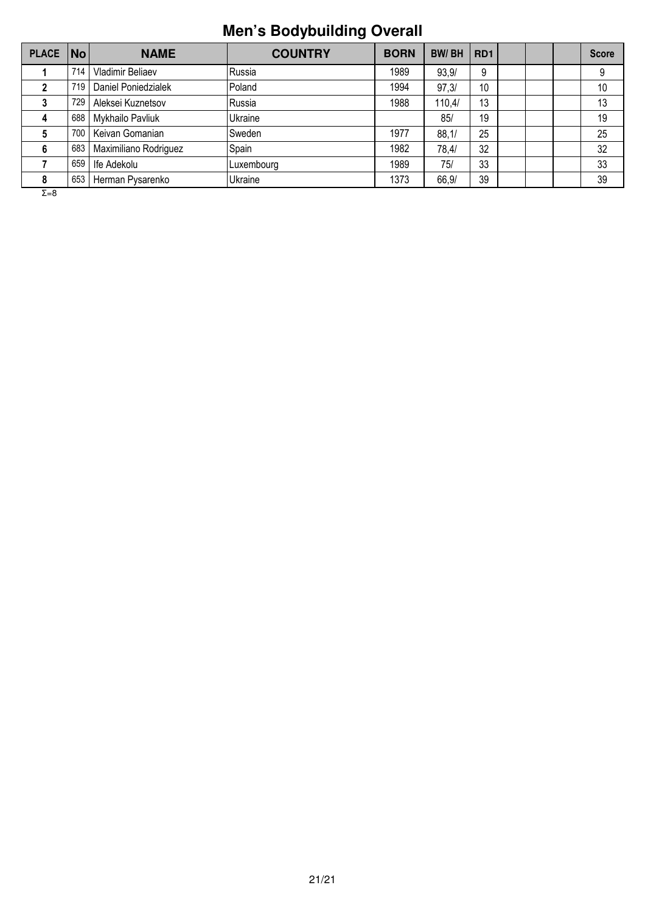# Men's Bodybuilding Overall

| PLACE | No | NAME | COUNTRY | BORN | BW/ BH | RD1 | | | | Score |
|---|---|---|---|---|---|---|---|---|---|---|
| 1 | 714 | Vladimir Beliaev | Russia | 1989 | 93,9/ | 9 | | | | 9 |
| 2 | 719 | Daniel Poniedzialek | Poland | 1994 | 97,3/ | 10 | | | | 10 |
| 3 | 729 | Aleksei Kuznetsov | Russia | 1988 | 110,4/ | 13 | | | | 13 |
| 4 | 688 | Mykhailo Pavliuk | Ukraine | | 85/ | 19 | | | | 19 |
| 5 | 700 | Keivan Gomanian | Sweden | 1977 | 88,1/ | 25 | | | | 25 |
| 6 | 683 | Maximiliano Rodriguez | Spain | 1982 | 78,4/ | 32 | | | | 32 |
| 7 | 659 | Ife Adekolu | Luxembourg | 1989 | 75/ | 33 | | | | 33 |
| 8 | 653 | Herman Pysarenko | Ukraine | 1373 | 66,9/ | 39 | | | | 39 |

Σ=8